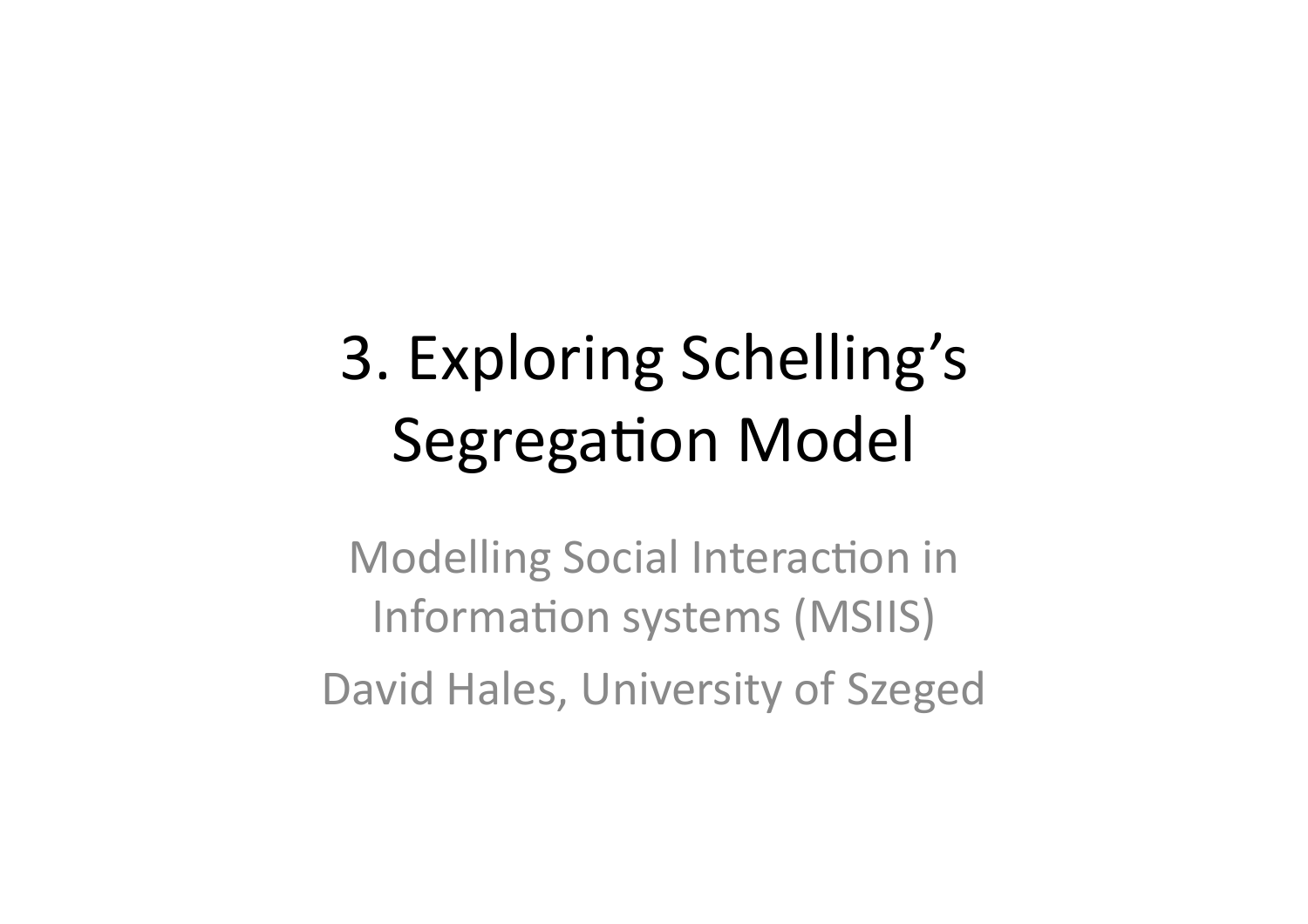# 3. Exploring Schelling's Segregation Model

Modelling Social Interaction in Information systems (MSIIS)

David Hales, University of Szeged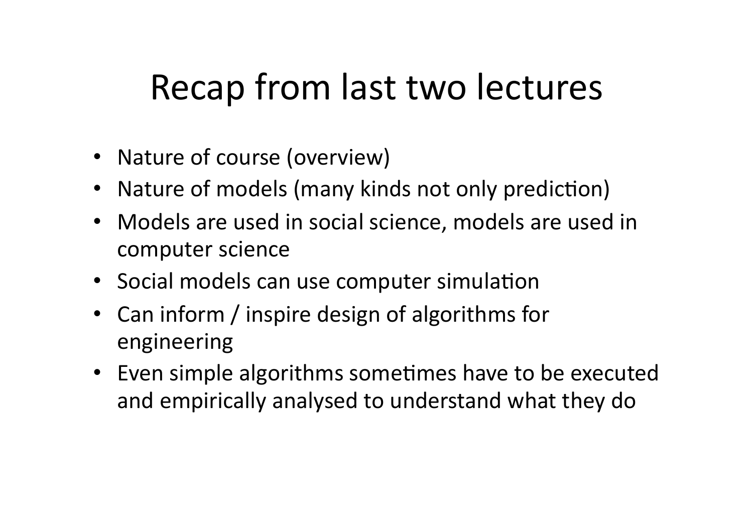# Recap from last two lectures

- Nature of course (overview)
- Nature of models (many kinds not only prediction)
- Models are used in social science, models are used in computer science
- Social models can use computer simulation
- Can inform / inspire design of algorithms for engineering
- Even simple algorithms sometimes have to be executed and empirically analysed to understand what they do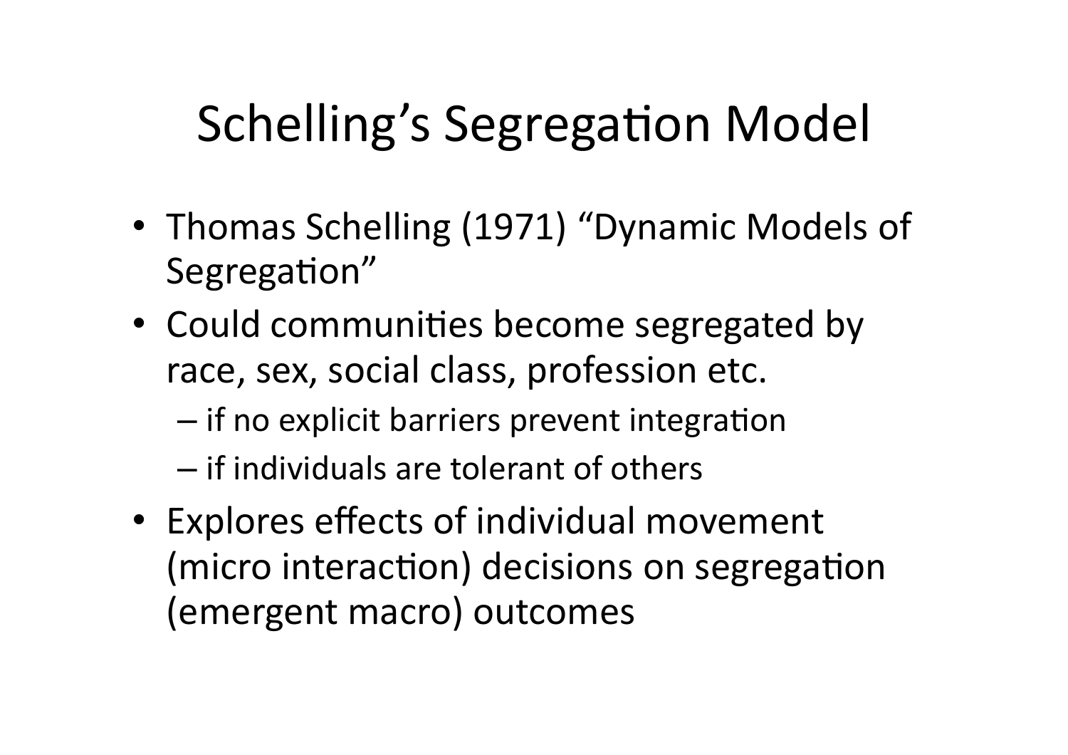# Schelling's Segregation Model

- Thomas Schelling (1971) "Dynamic Models of Segregation"
- Could communities become segregated by race, sex, social class, profession etc.
  - if no explicit barriers prevent integration
  - if individuals are tolerant of others
- Explores effects of individual movement (micro interaction) decisions on segregation (emergent macro) outcomes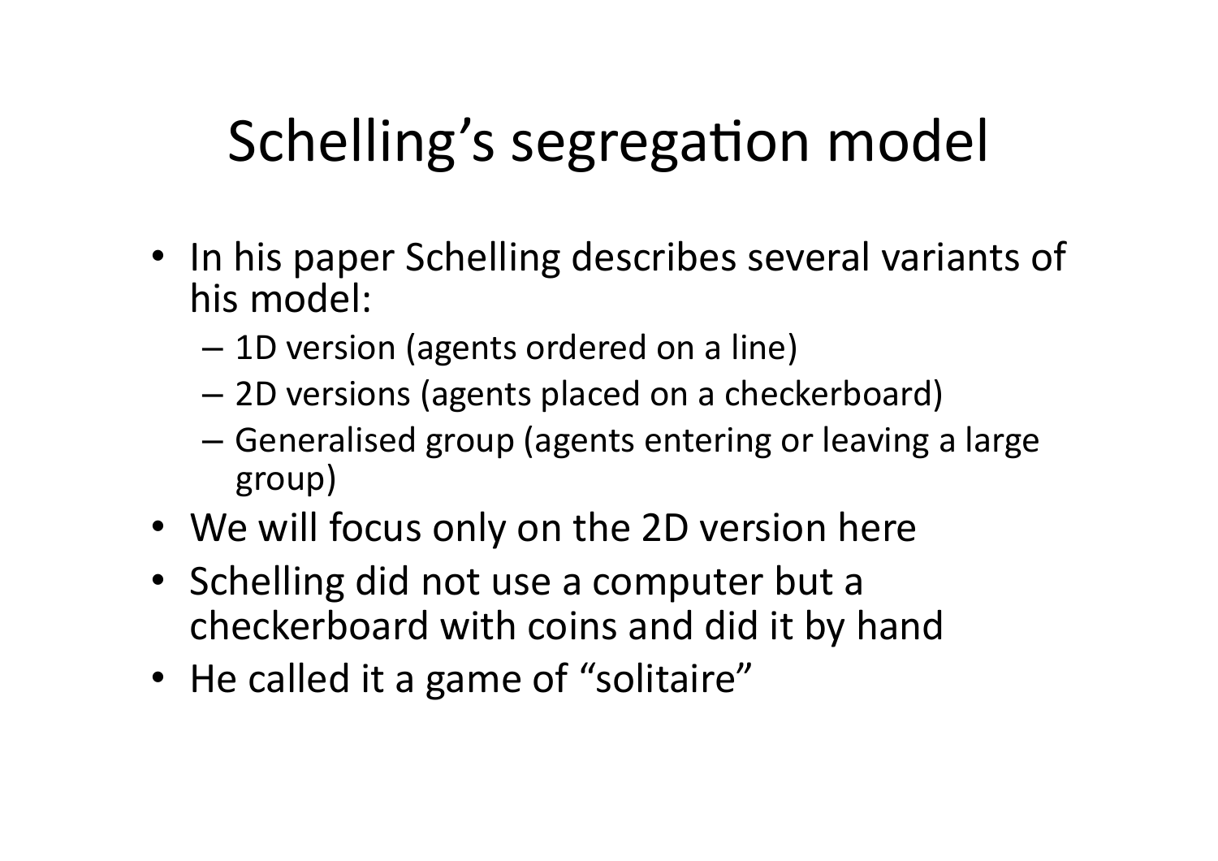# Schelling's segregation model

- In his paper Schelling describes several variants of his model:
  - 1D version (agents ordered on a line)
  - 2D versions (agents placed on a checkerboard)
  - Generalised group (agents entering or leaving a large group)
- We will focus only on the 2D version here
- Schelling did not use a computer but a checkerboard with coins and did it by hand
- He called it a game of "solitaire"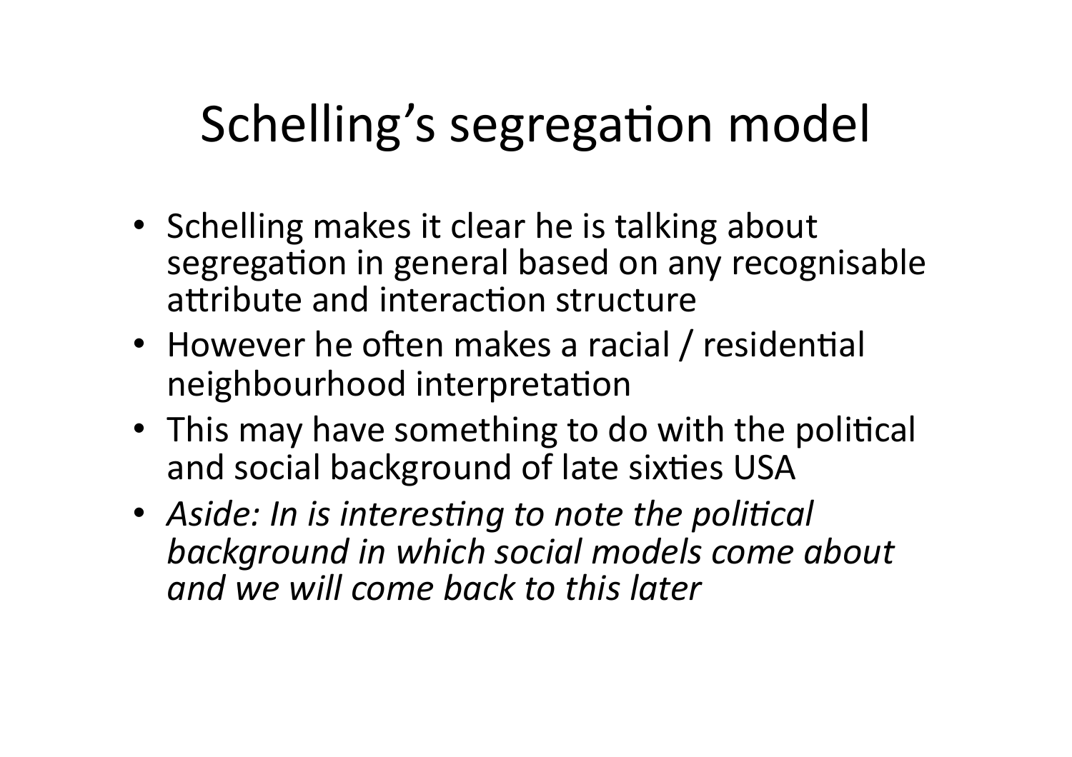# Schelling's segregation model

- Schelling makes it clear he is talking about segregation in general based on any recognisable attribute and interaction structure
- However he often makes a racial / residential neighbourhood interpretation
- This may have something to do with the political and social background of late sixties USA
- *Aside: In is interesting to note the political background in which social models come about and we will come back to this later*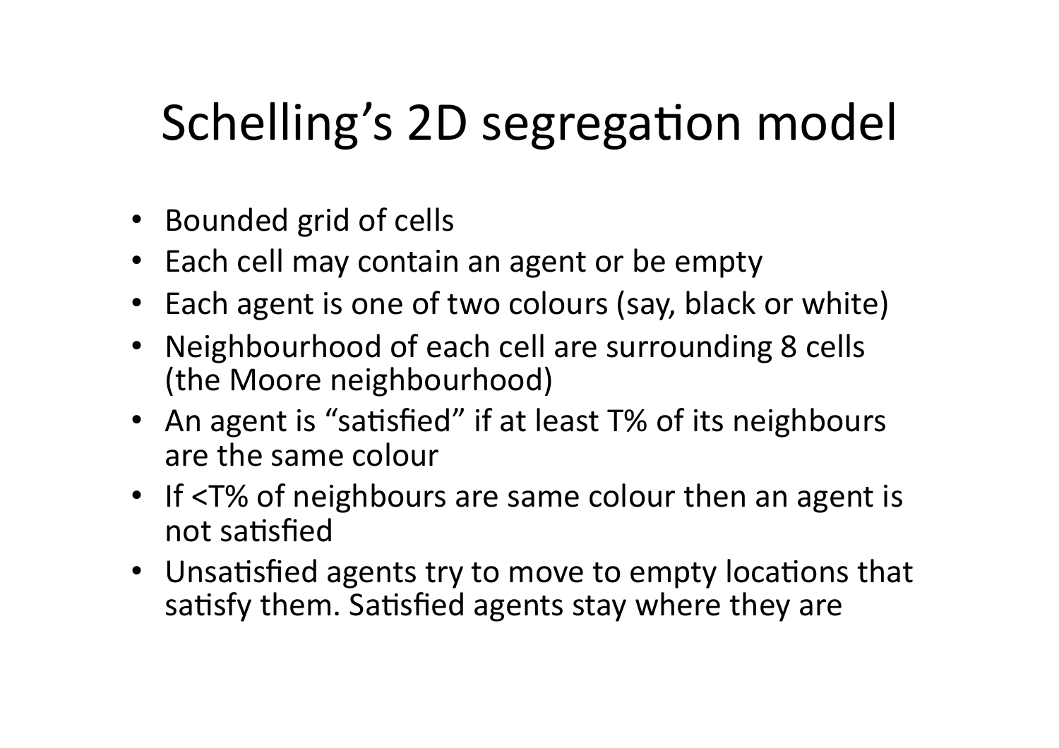# Schelling's 2D segregation model

- Bounded grid of cells
- Each cell may contain an agent or be empty
- Each agent is one of two colours (say, black or white)
- Neighbourhood of each cell are surrounding 8 cells (the Moore neighbourhood)
- An agent is "satisfied" if at least T% of its neighbours are the same colour
- If <T% of neighbours are same colour then an agent is not satisfied
- Unsatisfied agents try to move to empty locations that satisfy them. Satisfied agents stay where they are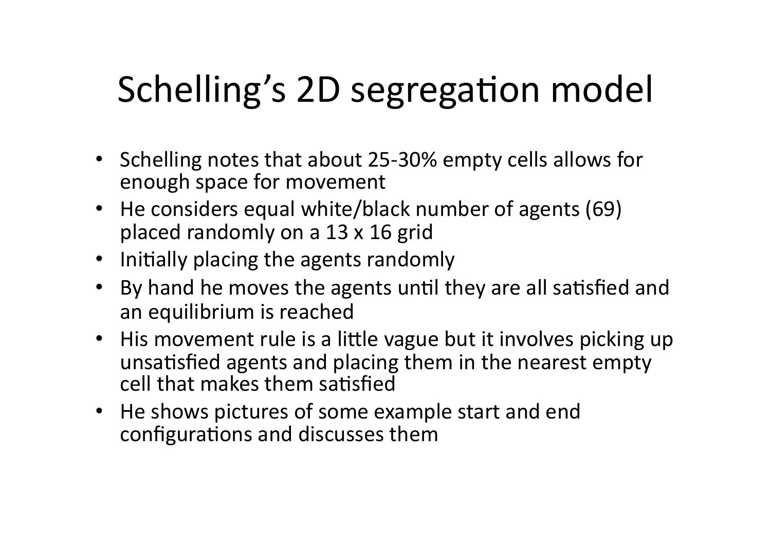# Schelling's 2D segregation model

- Schelling notes that about 25-30% empty cells allows for enough space for movement
- He considers equal white/black number of agents (69) placed randomly on a 13 x 16 grid
- Initially placing the agents randomly
- By hand he moves the agents until they are all satisfied and an equilibrium is reached
- His movement rule is a little vague but it involves picking up unsatisfied agents and placing them in the nearest empty cell that makes them satisfied
- He shows pictures of some example start and end configurations and discusses them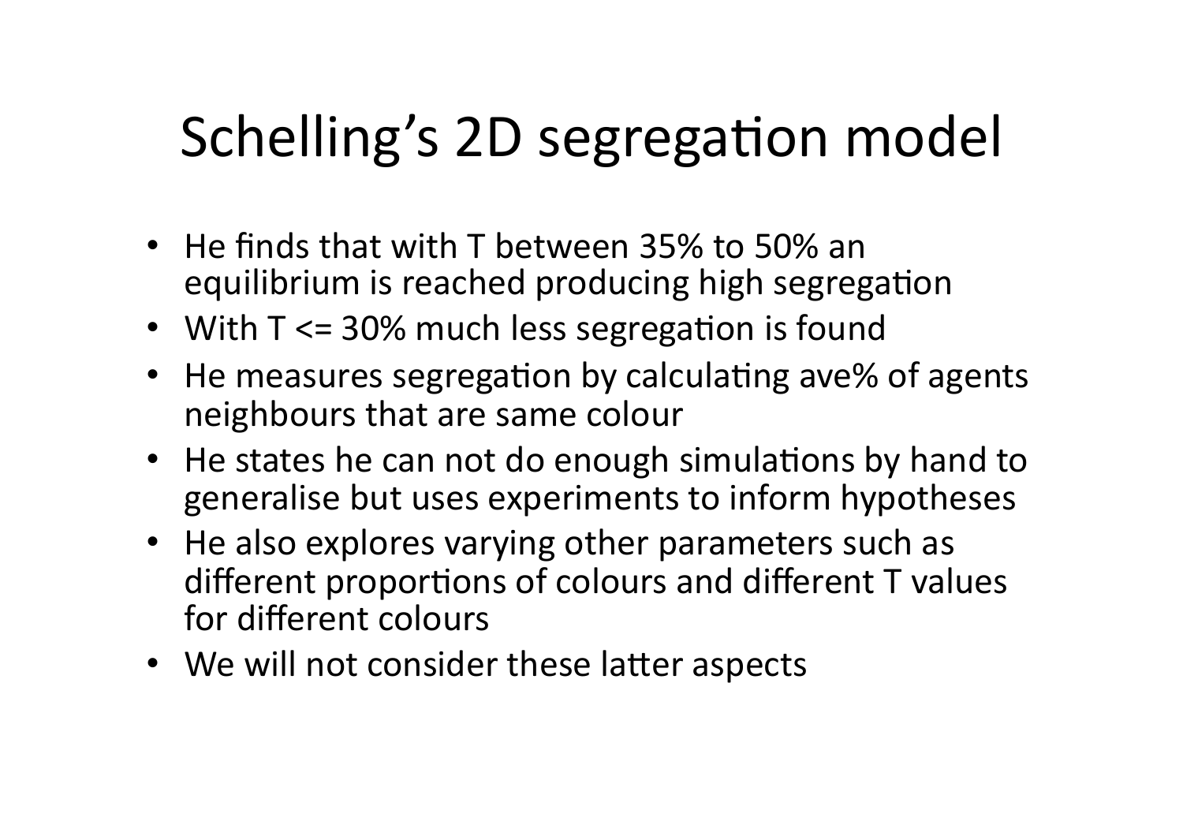# Schelling's 2D segregation model

- He finds that with T between 35% to 50% an equilibrium is reached producing high segregation
- With T <= 30% much less segregation is found
- He measures segregation by calculating ave% of agents neighbours that are same colour
- He states he can not do enough simulations by hand to generalise but uses experiments to inform hypotheses
- He also explores varying other parameters such as different proportions of colours and different T values for different colours
- We will not consider these latter aspects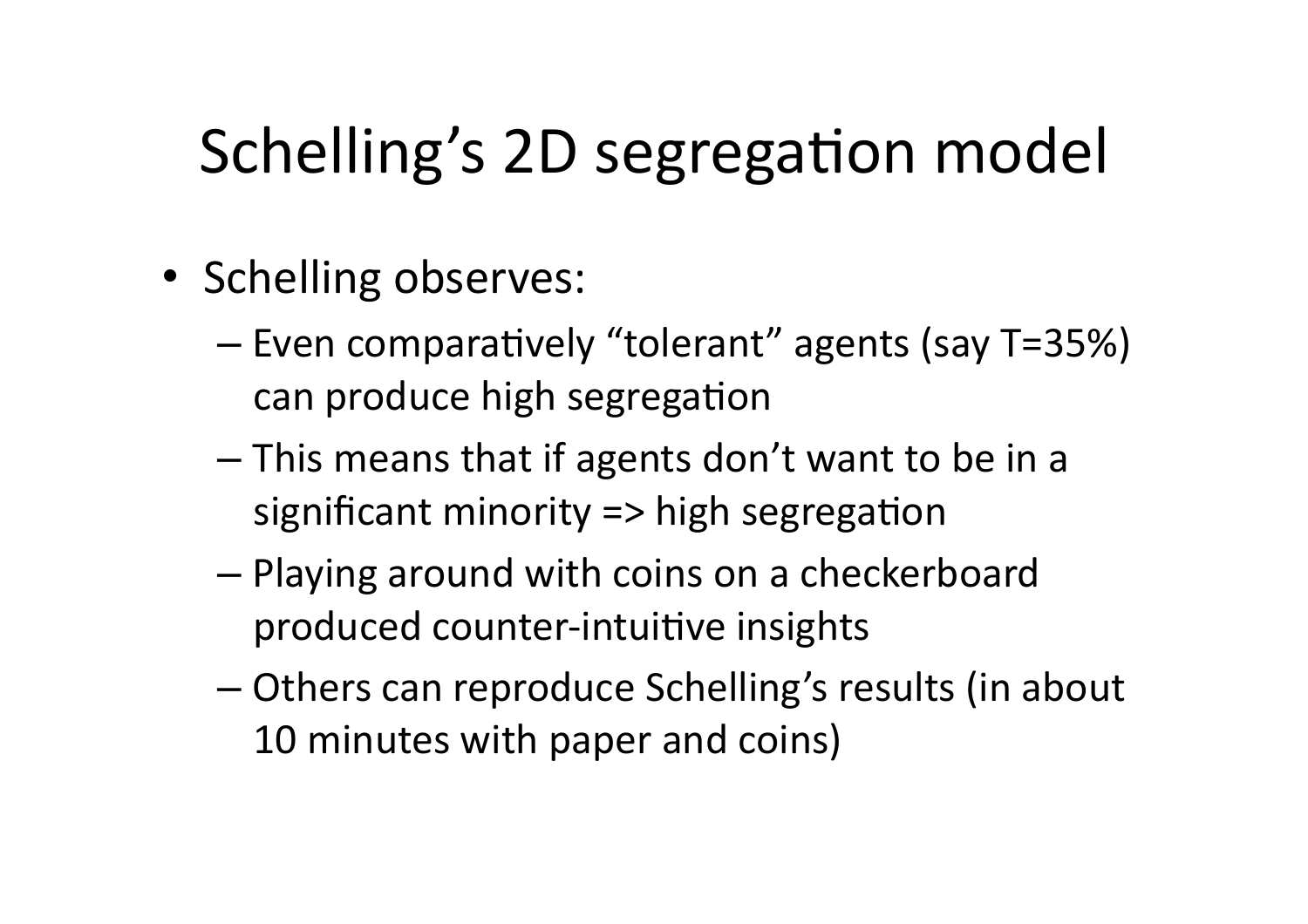# Schelling's 2D segregation model

- Schelling observes:
  - Even comparatively "tolerant" agents (say T=35%) can produce high segregation
  - This means that if agents don't want to be in a significant minority => high segregation
  - Playing around with coins on a checkerboard produced counter-intuitive insights
  - Others can reproduce Schelling's results (in about 10 minutes with paper and coins)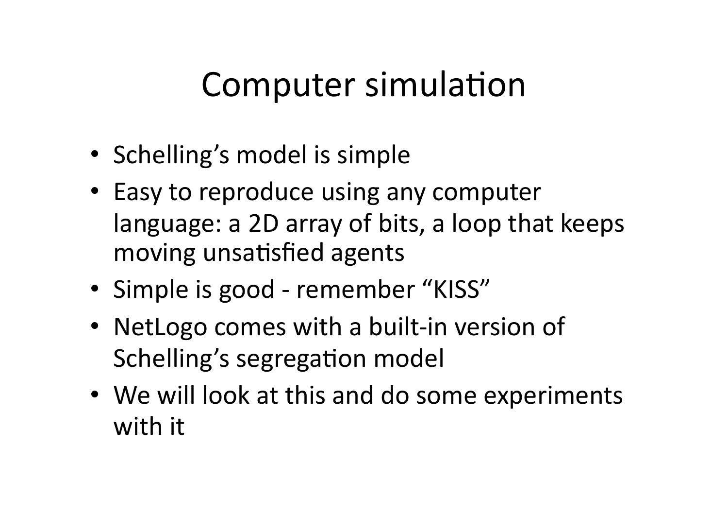# Computer simulation

- Schelling's model is simple
- Easy to reproduce using any computer language: a 2D array of bits, a loop that keeps moving unsatisfied agents
- Simple is good - remember "KISS"
- NetLogo comes with a built-in version of Schelling's segregation model
- We will look at this and do some experiments with it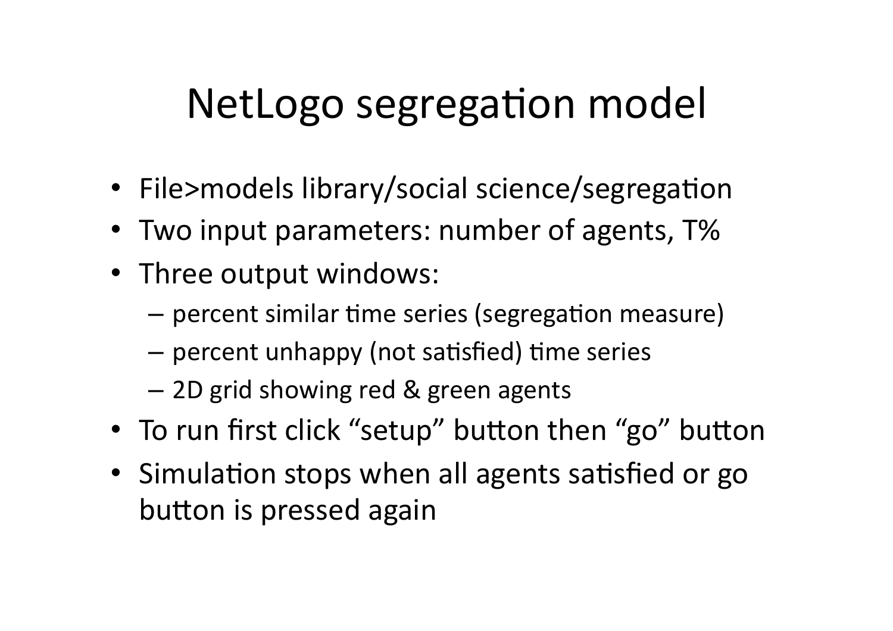# NetLogo segregation model

- File>models library/social science/segregation
- Two input parameters: number of agents, T%
- Three output windows:
  - percent similar time series (segregation measure)
  - percent unhappy (not satisfied) time series
  - 2D grid showing red & green agents
- To run first click "setup" button then "go" button
- Simulation stops when all agents satisfied or go button is pressed again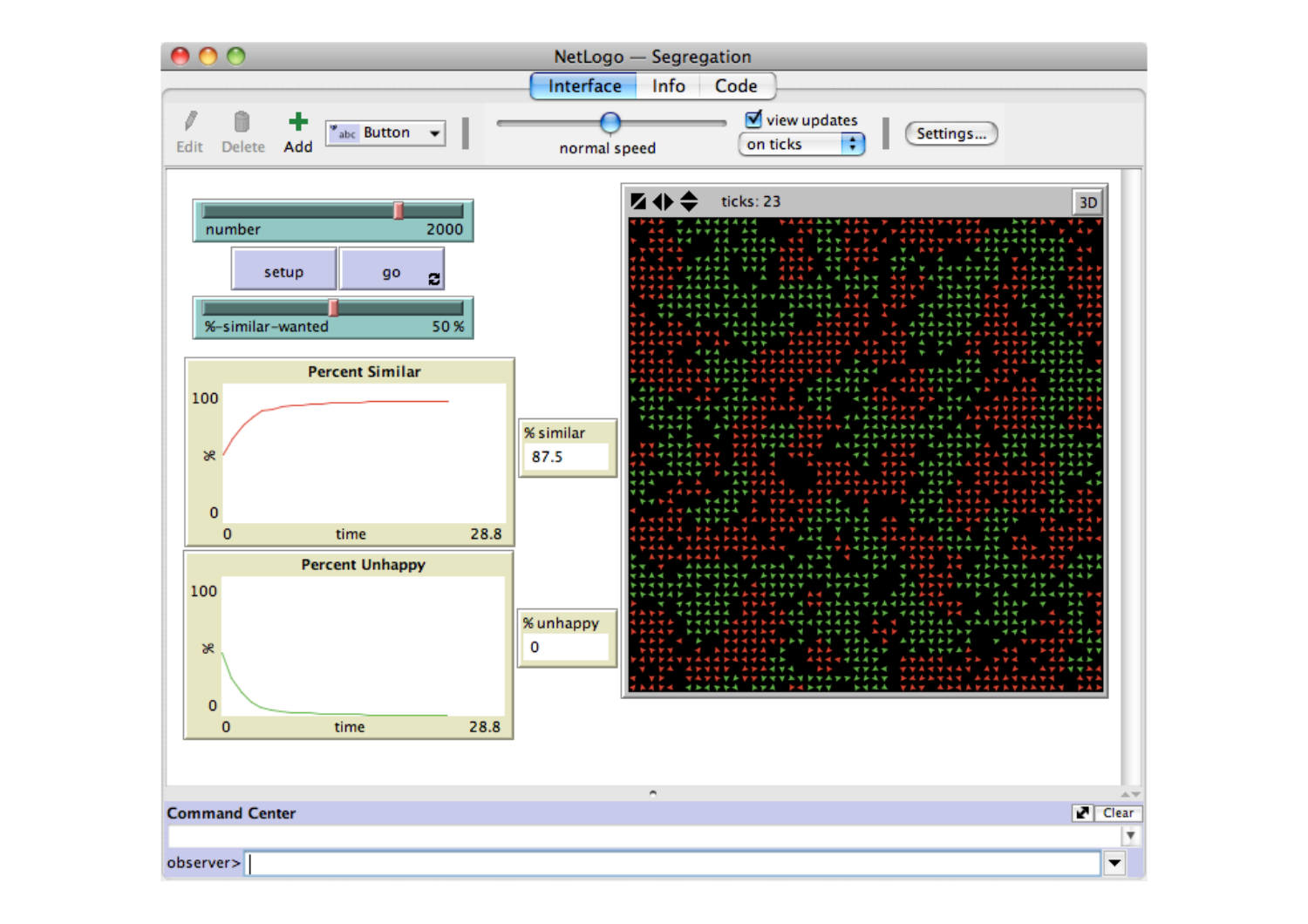NetLogo — Segregation

Interface Info Code

Edit Delete Add Button

normal speed

view updates

on ticks

Settings...

number 2000

setup go

%-similar-wanted 50 %

Percent Similar

100

%

0

0 time 28.8

% similar

87.5

Percent Unhappy

100

%

0

0 time 28.8

% unhappy

0

ticks: 23

3D

Command Center

Clear

observer>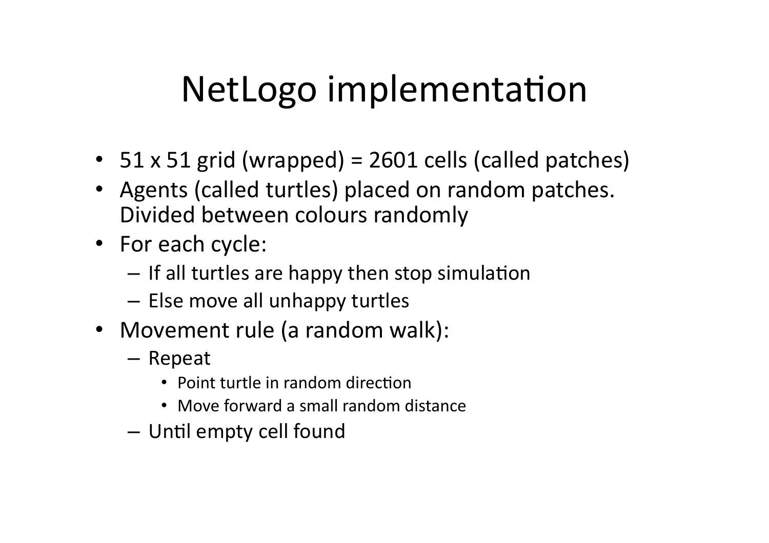# NetLogo implementation

- 51 x 51 grid (wrapped) = 2601 cells (called patches)
- Agents (called turtles) placed on random patches. Divided between colours randomly
- For each cycle:
  - If all turtles are happy then stop simulation
  - Else move all unhappy turtles
- Movement rule (a random walk):
  - Repeat
    - Point turtle in random direction
    - Move forward a small random distance
  - Until empty cell found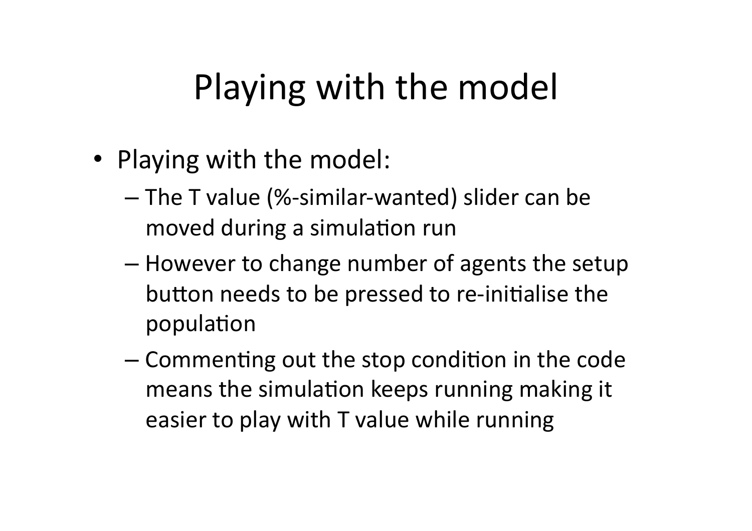# Playing with the model

- Playing with the model:
  - The T value (%-similar-wanted) slider can be moved during a simulation run
  - However to change number of agents the setup button needs to be pressed to re-initialise the population
  - Commenting out the stop condition in the code means the simulation keeps running making it easier to play with T value while running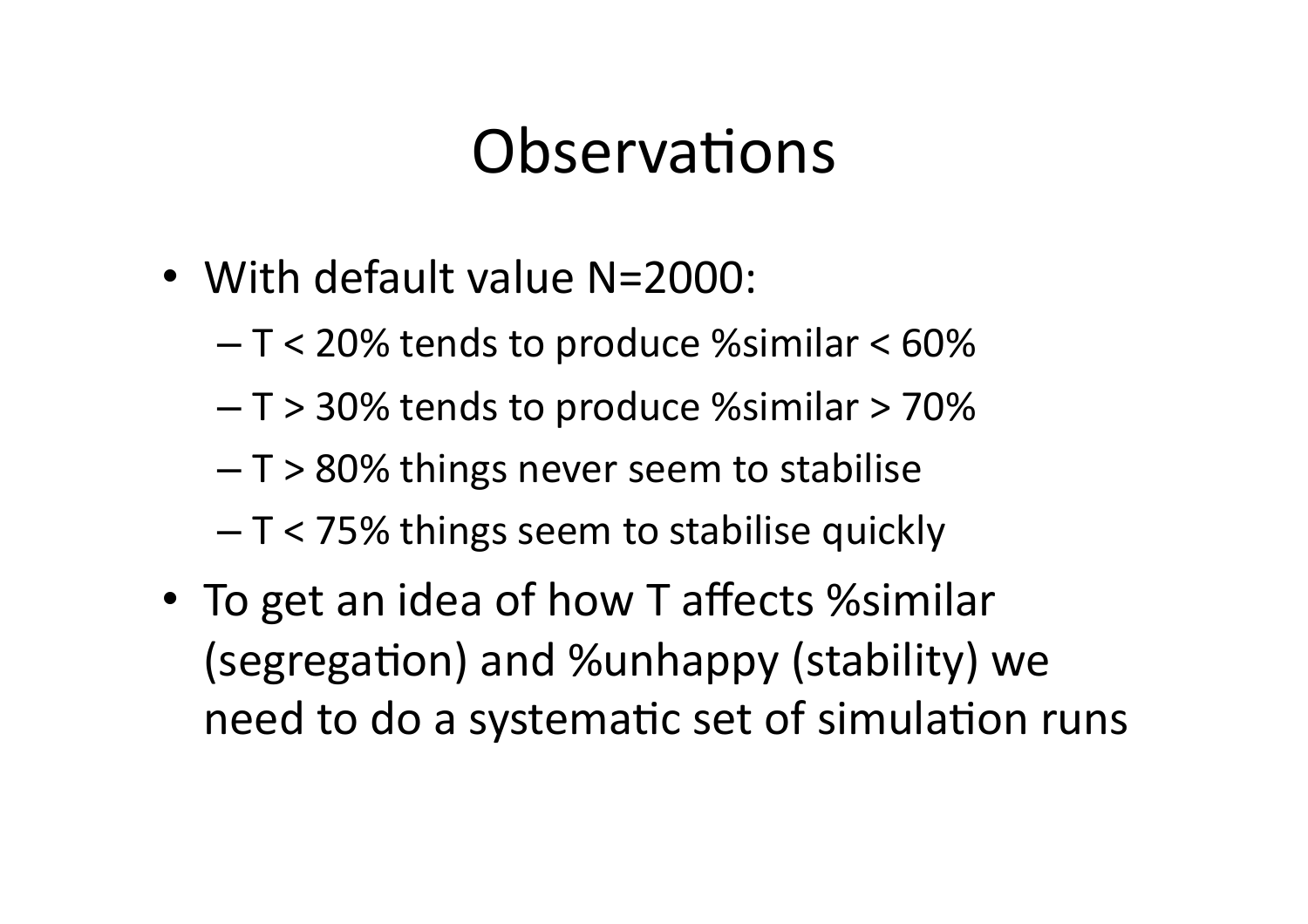# Observations

- With default value N=2000:
  - T < 20% tends to produce %similar < 60%
  - T > 30% tends to produce %similar > 70%
  - T > 80% things never seem to stabilise
  - T < 75% things seem to stabilise quickly
- To get an idea of how T affects %similar (segregation) and %unhappy (stability) we need to do a systematic set of simulation runs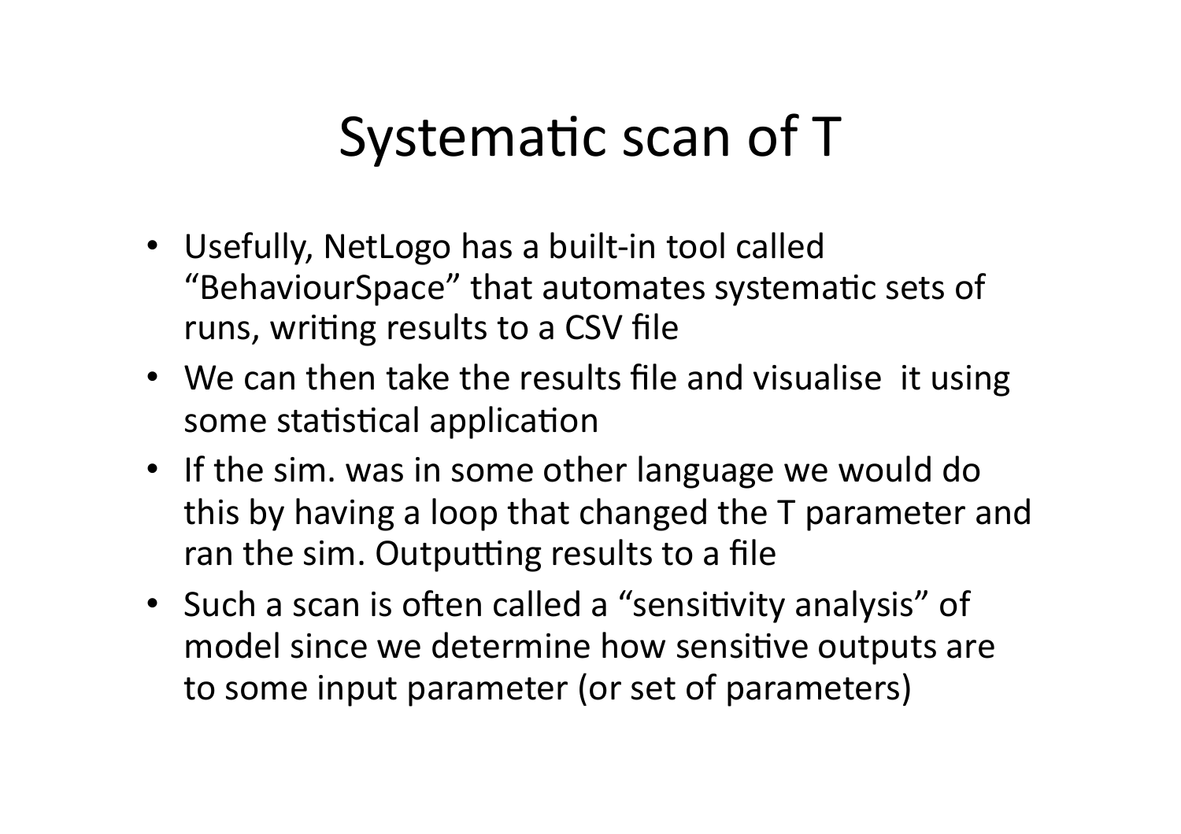# Systematic scan of T

- Usefully, NetLogo has a built-in tool called "BehaviourSpace" that automates systematic sets of runs, writing results to a CSV file
- We can then take the results file and visualise it using some statistical application
- If the sim. was in some other language we would do this by having a loop that changed the T parameter and ran the sim. Outputting results to a file
- Such a scan is often called a "sensitivity analysis" of model since we determine how sensitive outputs are to some input parameter (or set of parameters)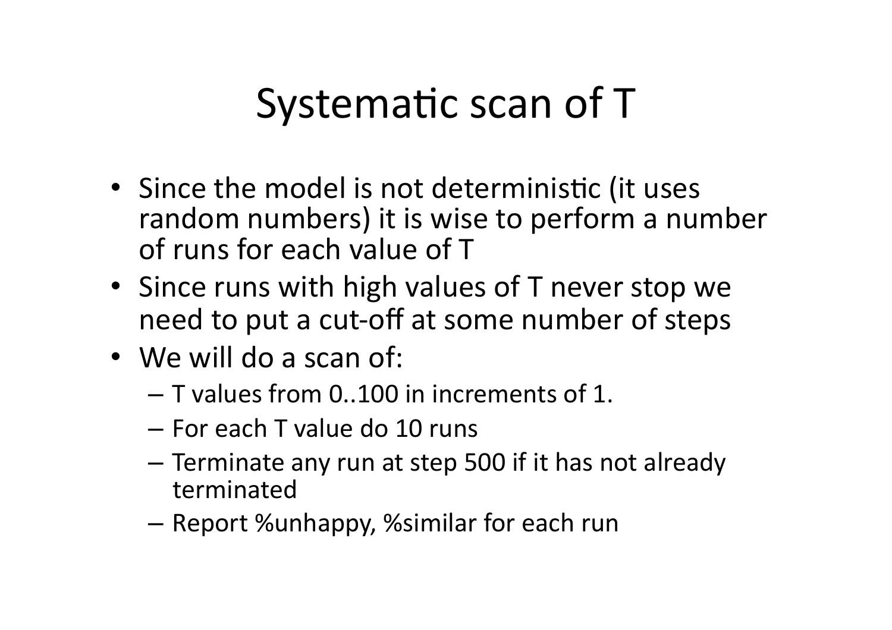# Systematic scan of T

- Since the model is not deterministic (it uses random numbers) it is wise to perform a number of runs for each value of T
- Since runs with high values of T never stop we need to put a cut-off at some number of steps
- We will do a scan of:
  - T values from 0..100 in increments of 1.
  - For each T value do 10 runs
  - Terminate any run at step 500 if it has not already terminated
  - Report %unhappy, %similar for each run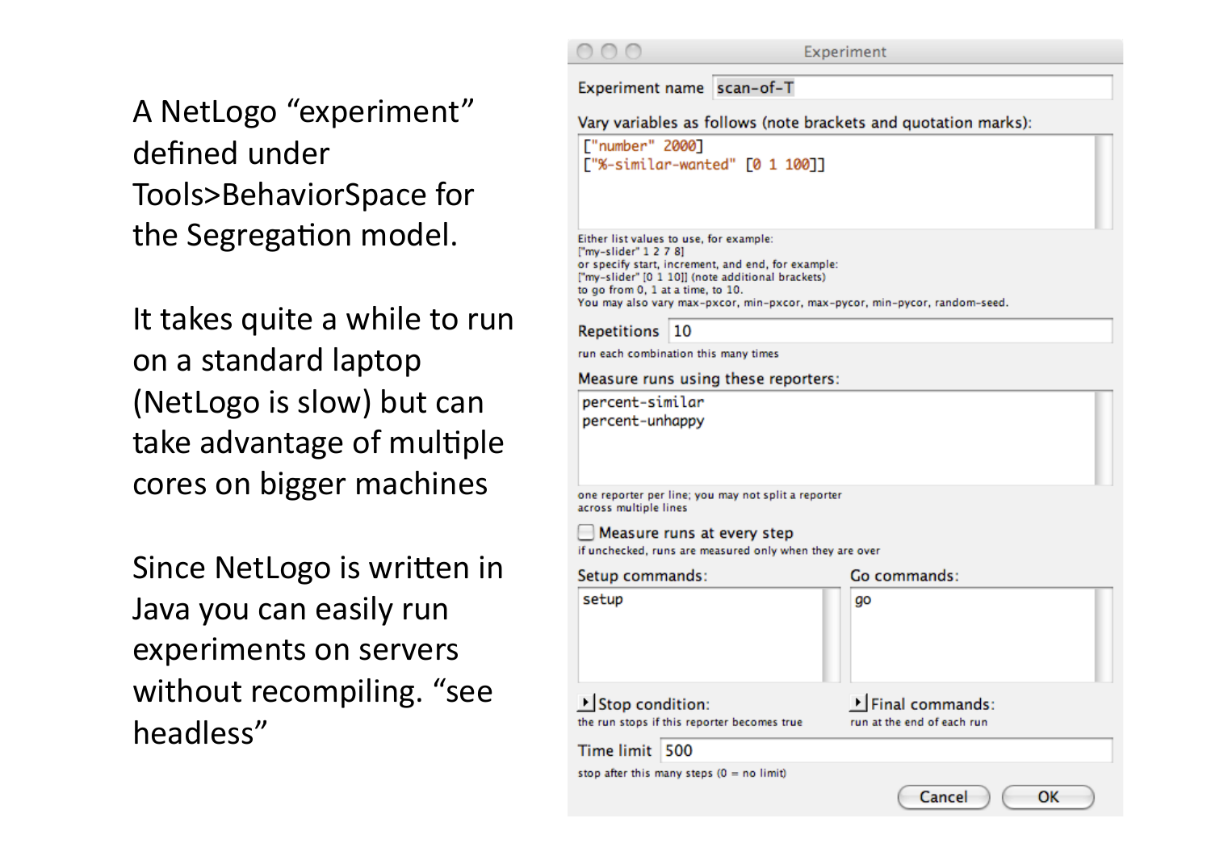A NetLogo "experiment" defined under Tools>BehaviorSpace for the Segregation model.

It takes quite a while to run on a standard laptop (NetLogo is slow) but can take advantage of multiple cores on bigger machines

Since NetLogo is written in Java you can easily run experiments on servers without recompiling. "see headless"

**Experiment**

Experiment name: scan-of-T

Vary variables as follows (note brackets and quotation marks):

```
["number" 2000]
["%-similar-wanted" [0 1 100]]
```

Either list values to use, for example:
["my-slider" 1 2 7 8]
or specify start, increment, and end, for example:
["my-slider" [0 1 10]] (note additional brackets)
to go from 0, 1 at a time, to 10.
You may also vary max-pxcor, min-pxcor, max-pycor, min-pycor, random-seed.

Repetitions: 10

run each combination this many times

Measure runs using these reporters:

```
percent-similar
percent-unhappy
```

one reporter per line; you may not split a reporter across multiple lines

☐ Measure runs at every step

if unchecked, runs are measured only when they are over

Setup commands:

```
setup
```

Go commands:

```
go
```

Stop condition:
the run stops if this reporter becomes true

Final commands:
run at the end of each run

Time limit: 500

stop after this many steps (0 = no limit)

Cancel | OK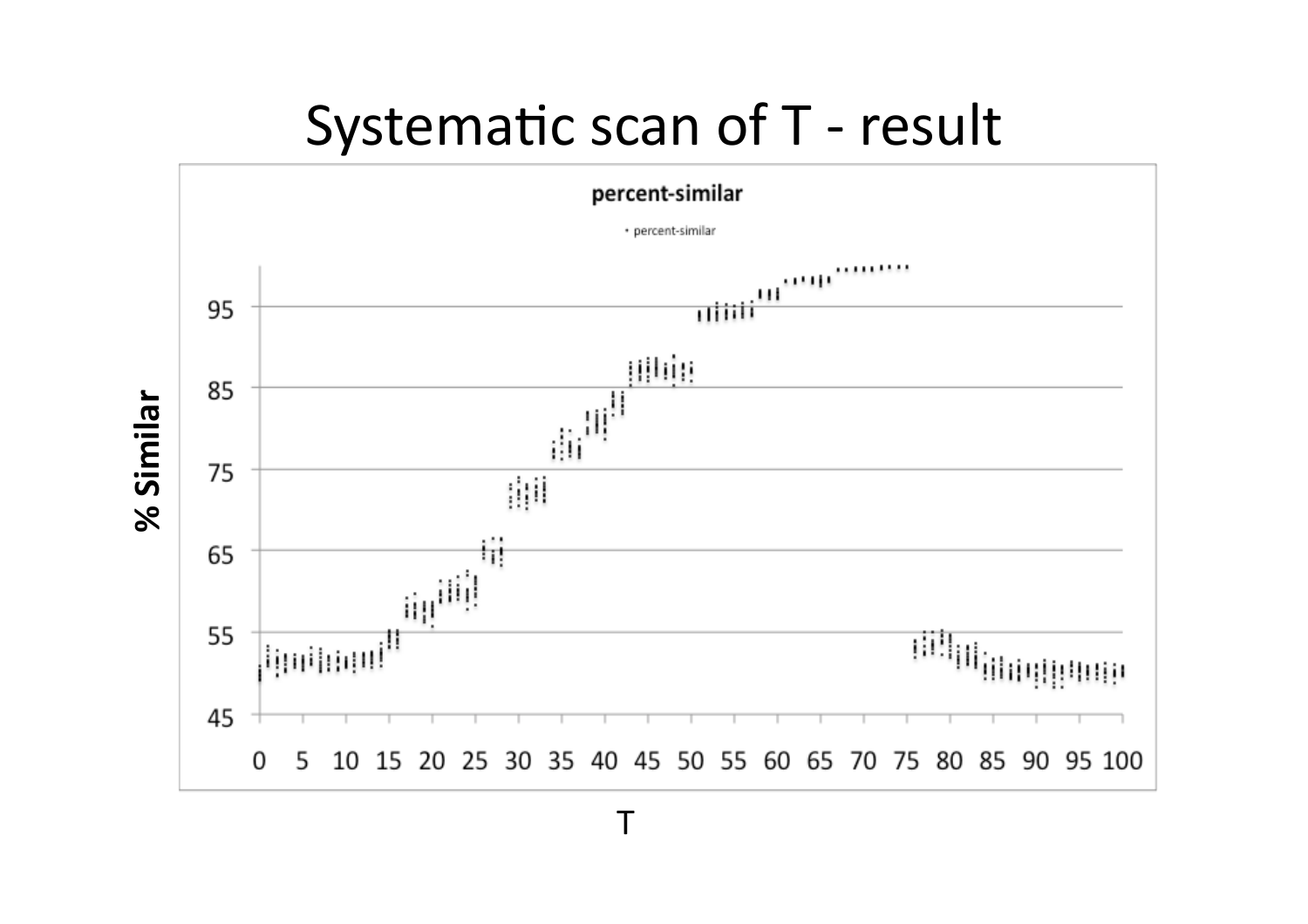# Systematic scan of T - result

percent-similar

· percent-similar

% Similar

95
85
75
65
55
45

0 5 10 15 20 25 30 35 40 45 50 55 60 65 70 75 80 85 90 95 100

T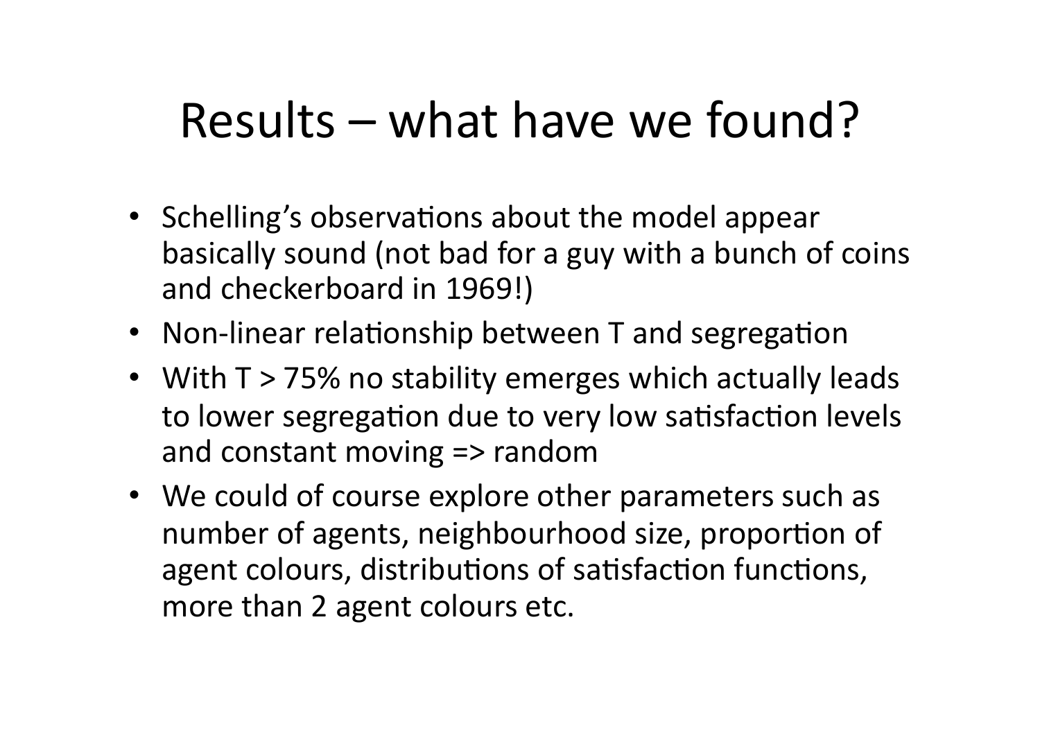# Results – what have we found?

- Schelling's observations about the model appear basically sound (not bad for a guy with a bunch of coins and checkerboard in 1969!)
- Non-linear relationship between T and segregation
- With T > 75% no stability emerges which actually leads to lower segregation due to very low satisfaction levels and constant moving => random
- We could of course explore other parameters such as number of agents, neighbourhood size, proportion of agent colours, distributions of satisfaction functions, more than 2 agent colours etc.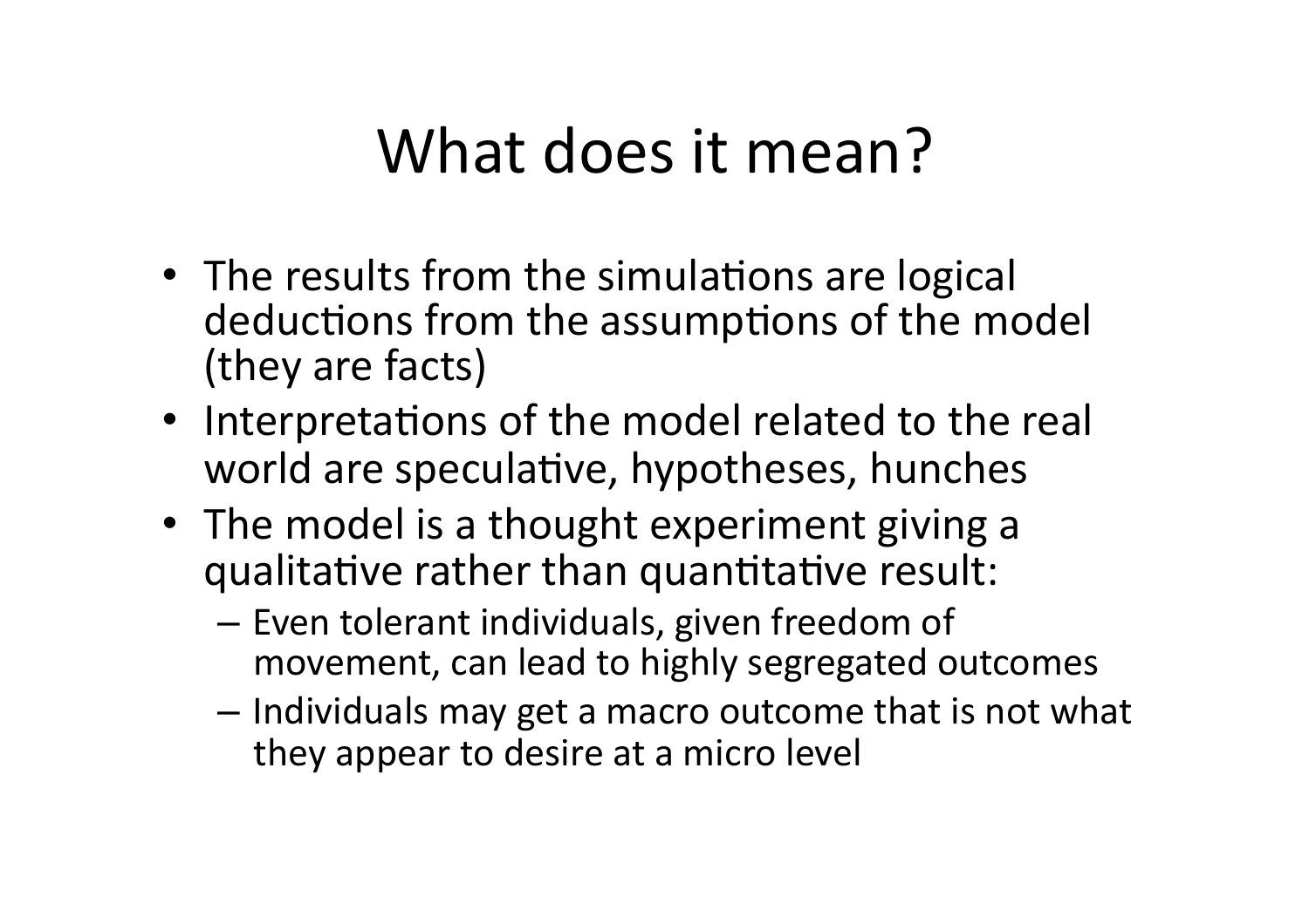# What does it mean?

- The results from the simulations are logical deductions from the assumptions of the model (they are facts)
- Interpretations of the model related to the real world are speculative, hypotheses, hunches
- The model is a thought experiment giving a qualitative rather than quantitative result:
  - Even tolerant individuals, given freedom of movement, can lead to highly segregated outcomes
  - Individuals may get a macro outcome that is not what they appear to desire at a micro level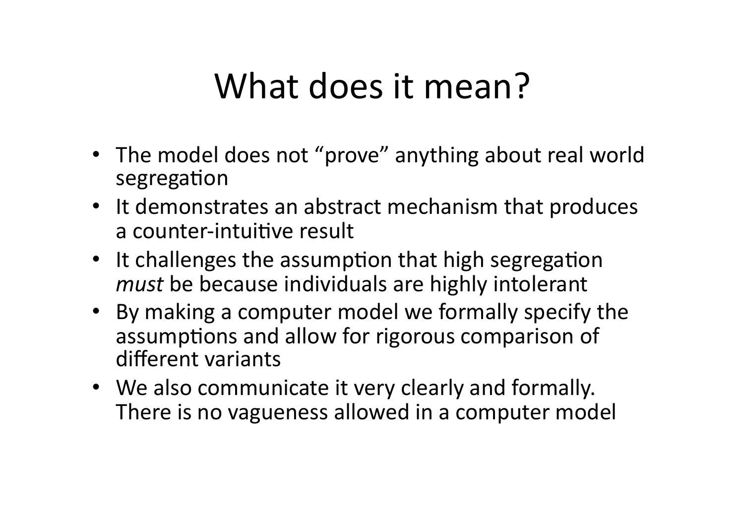# What does it mean?

- The model does not "prove" anything about real world segregation
- It demonstrates an abstract mechanism that produces a counter-intuitive result
- It challenges the assumption that high segregation *must* be because individuals are highly intolerant
- By making a computer model we formally specify the assumptions and allow for rigorous comparison of different variants
- We also communicate it very clearly and formally. There is no vagueness allowed in a computer model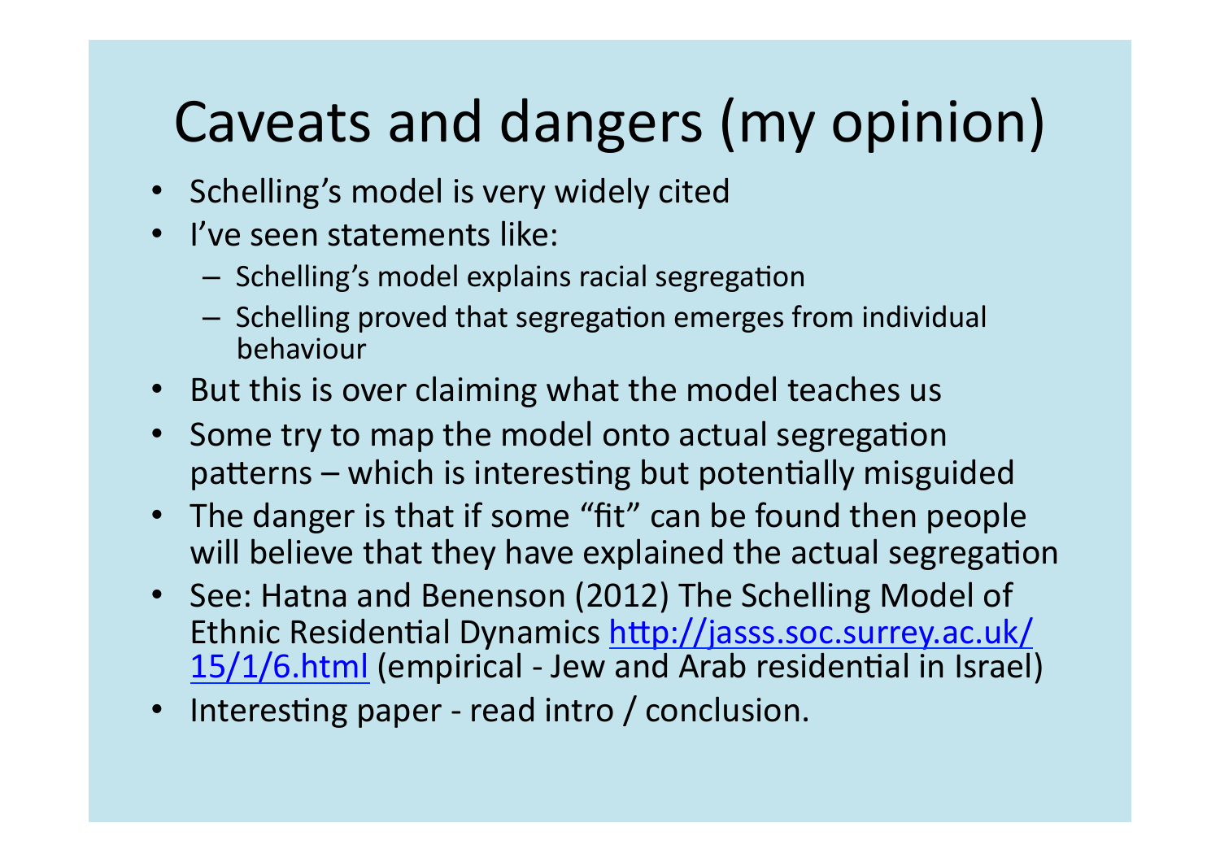# Caveats and dangers (my opinion)

- Schelling's model is very widely cited
- I've seen statements like:
  - Schelling's model explains racial segregation
  - Schelling proved that segregation emerges from individual behaviour
- But this is over claiming what the model teaches us
- Some try to map the model onto actual segregation patterns – which is interesting but potentially misguided
- The danger is that if some "fit" can be found then people will believe that they have explained the actual segregation
- See: Hatna and Benenson (2012) The Schelling Model of Ethnic Residential Dynamics [http://jasss.soc.surrey.ac.uk/15/1/6.html](http://jasss.soc.surrey.ac.uk/15/1/6.html) (empirical - Jew and Arab residential in Israel)
- Interesting paper - read intro / conclusion.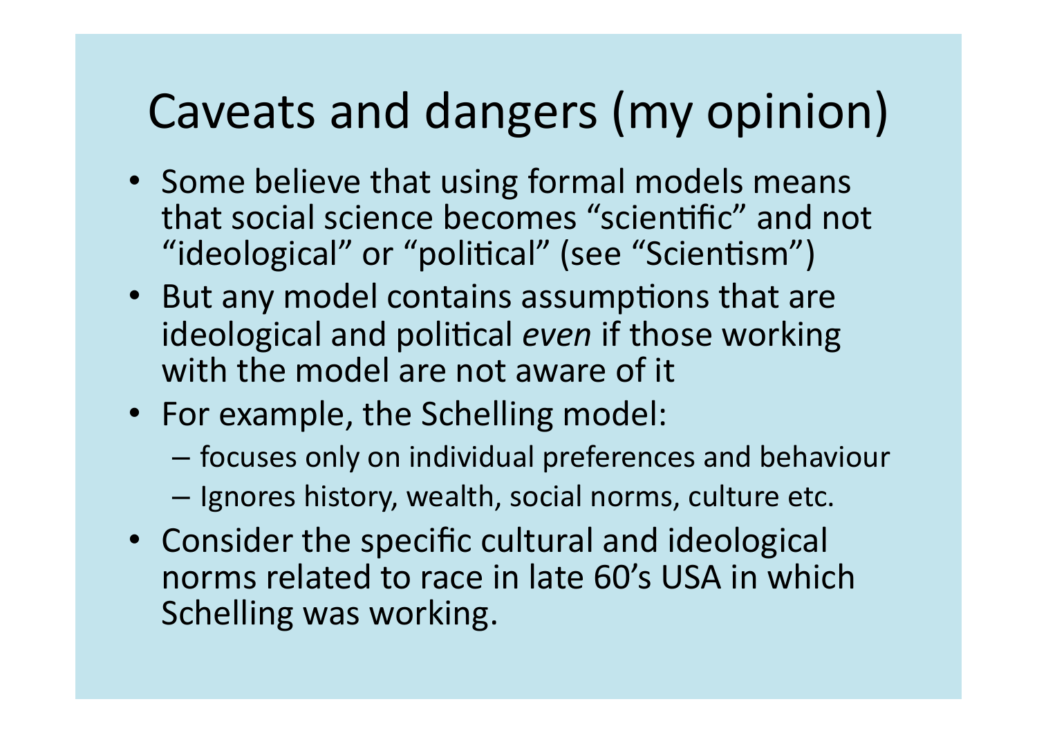# Caveats and dangers (my opinion)

- Some believe that using formal models means that social science becomes “scientific” and not “ideological” or “political” (see “Scientism”)
- But any model contains assumptions that are ideological and political *even* if those working with the model are not aware of it
- For example, the Schelling model:
  - focuses only on individual preferences and behaviour
  - Ignores history, wealth, social norms, culture etc.
- Consider the specific cultural and ideological norms related to race in late 60’s USA in which Schelling was working.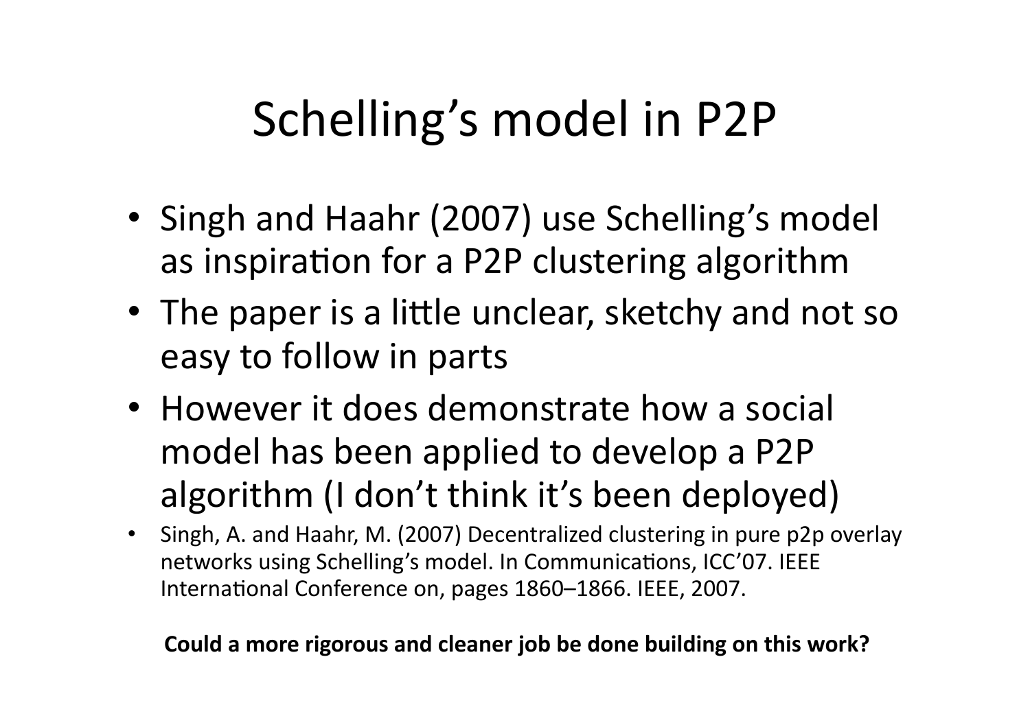# Schelling's model in P2P

- Singh and Haahr (2007) use Schelling's model as inspiration for a P2P clustering algorithm
- The paper is a little unclear, sketchy and not so easy to follow in parts
- However it does demonstrate how a social model has been applied to develop a P2P algorithm (I don't think it's been deployed)
- Singh, A. and Haahr, M. (2007) Decentralized clustering in pure p2p overlay networks using Schelling's model. In Communications, ICC'07. IEEE International Conference on, pages 1860–1866. IEEE, 2007.

**Could a more rigorous and cleaner job be done building on this work?**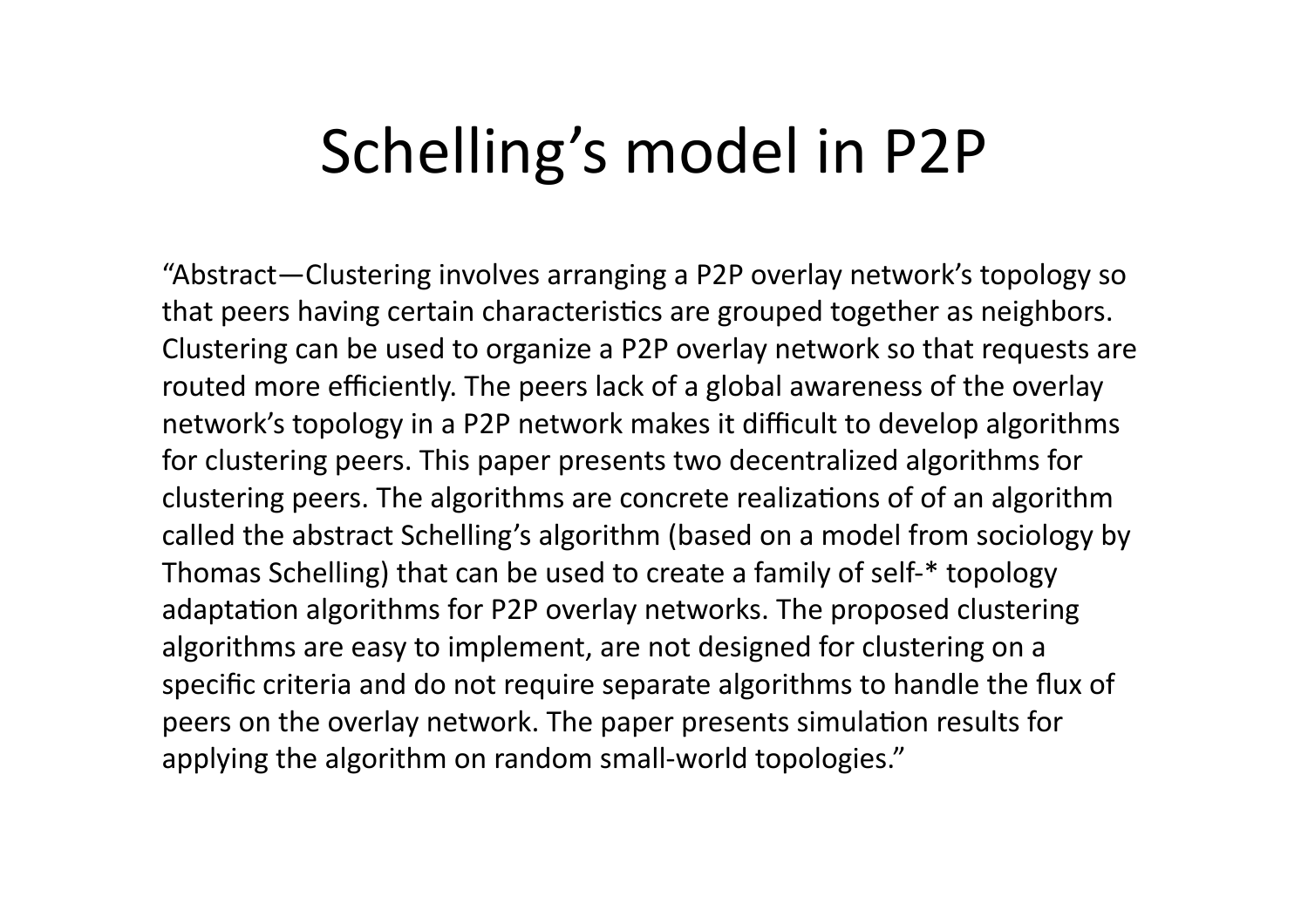# Schelling's model in P2P

"Abstract—Clustering involves arranging a P2P overlay network's topology so that peers having certain characteristics are grouped together as neighbors. Clustering can be used to organize a P2P overlay network so that requests are routed more efficiently. The peers lack of a global awareness of the overlay network's topology in a P2P network makes it difficult to develop algorithms for clustering peers. This paper presents two decentralized algorithms for clustering peers. The algorithms are concrete realizations of of an algorithm called the abstract Schelling's algorithm (based on a model from sociology by Thomas Schelling) that can be used to create a family of self-* topology adaptation algorithms for P2P overlay networks. The proposed clustering algorithms are easy to implement, are not designed for clustering on a specific criteria and do not require separate algorithms to handle the flux of peers on the overlay network. The paper presents simulation results for applying the algorithm on random small-world topologies."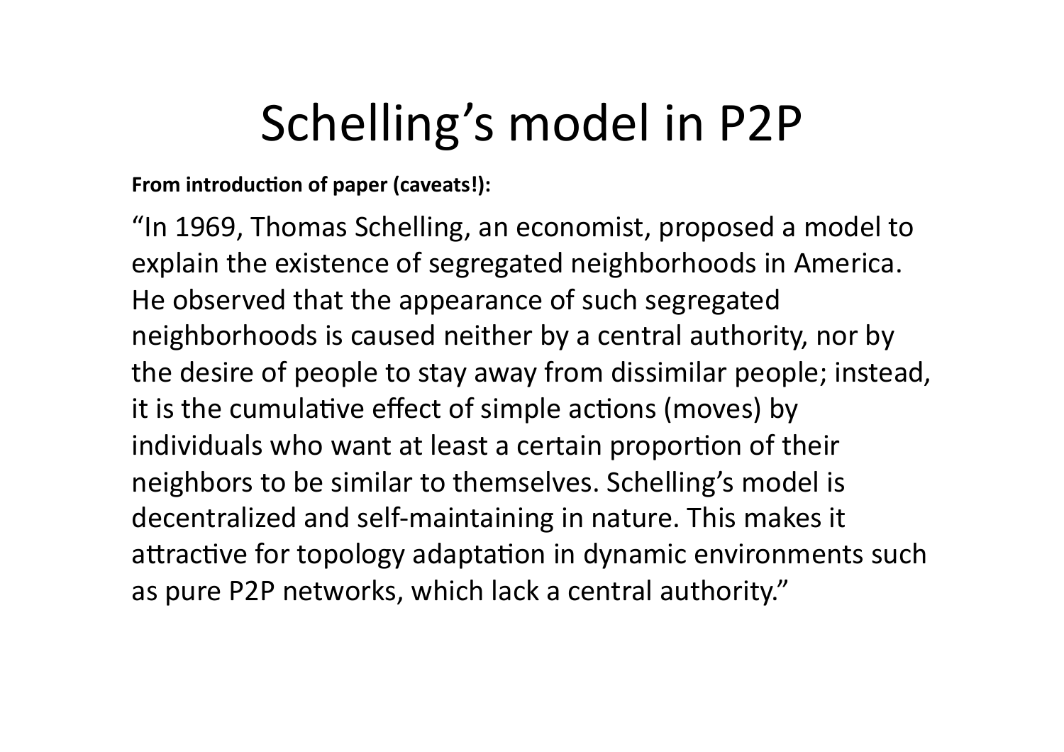# Schelling's model in P2P

**From introduction of paper (caveats!):**

"In 1969, Thomas Schelling, an economist, proposed a model to explain the existence of segregated neighborhoods in America. He observed that the appearance of such segregated neighborhoods is caused neither by a central authority, nor by the desire of people to stay away from dissimilar people; instead, it is the cumulative effect of simple actions (moves) by individuals who want at least a certain proportion of their neighbors to be similar to themselves. Schelling's model is decentralized and self-maintaining in nature. This makes it attractive for topology adaptation in dynamic environments such as pure P2P networks, which lack a central authority."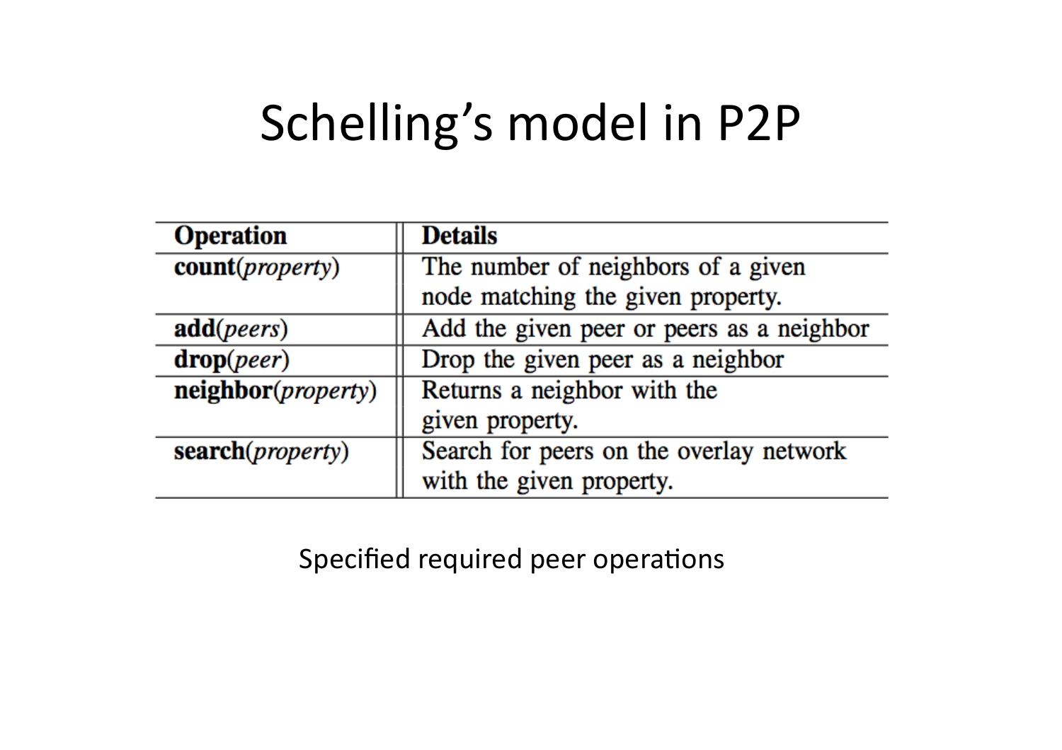# Schelling’s model in P2P

| **Operation** | **Details** |
|---|---|
| **count**(*property*) | The number of neighbors of a given node matching the given property. |
| **add**(*peers*) | Add the given peer or peers as a neighbor |
| **drop**(*peer*) | Drop the given peer as a neighbor |
| **neighbor**(*property*) | Returns a neighbor with the given property. |
| **search**(*property*) | Search for peers on the overlay network with the given property. |

Specified required peer operations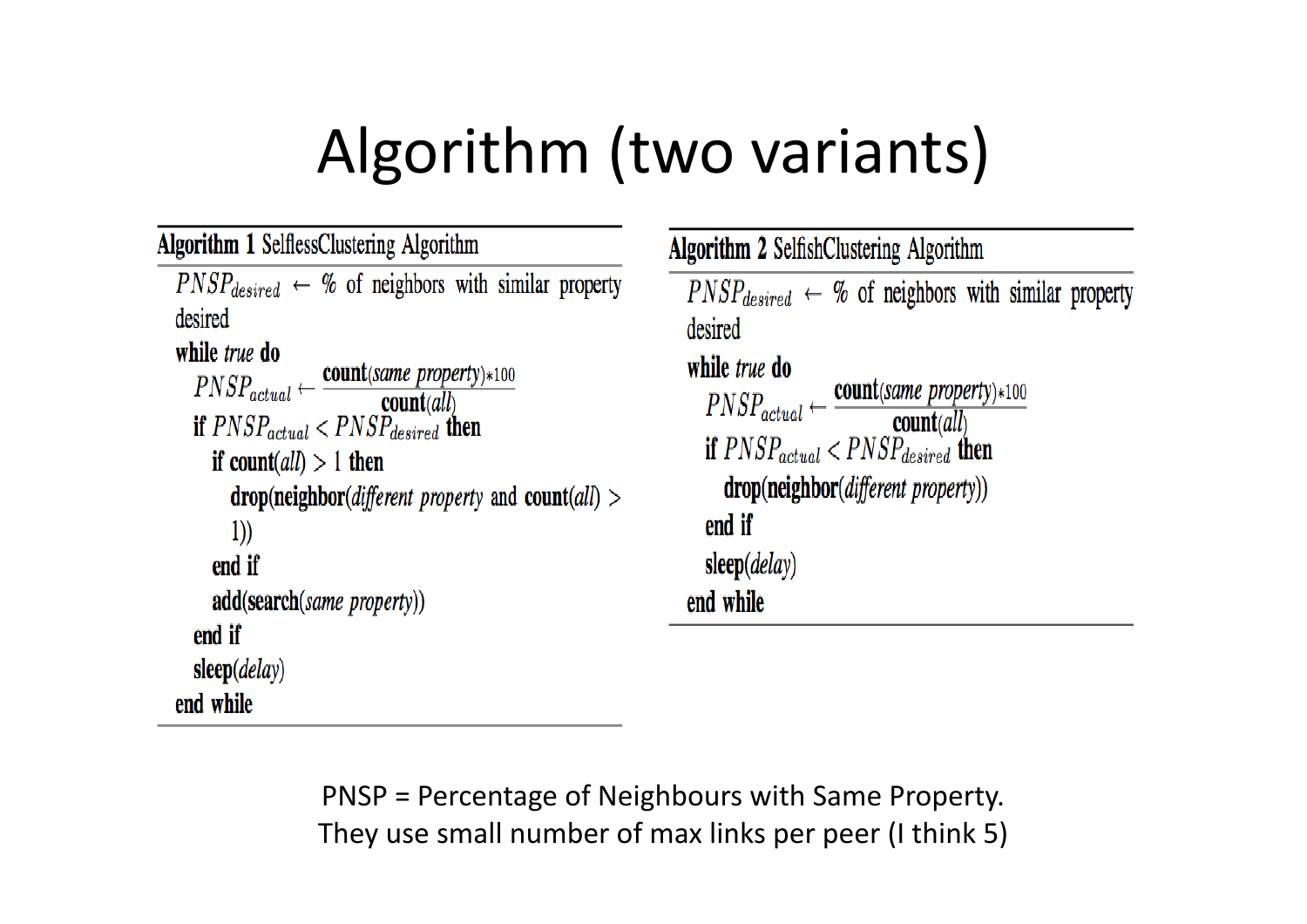# Algorithm (two variants)

**Algorithm 1** SelflessClustering Algorithm

```
PNSP_desired ← % of neighbors with similar property desired
while true do
  PNSP_actual ← count(same property)*100 / count(all)
  if PNSP_actual < PNSP_desired then
    if count(all) > 1 then
      drop(neighbor(different property and count(all) > 1))
    end if
    add(search(same property))
  end if
  sleep(delay)
end while
```

**Algorithm 2** SelfishClustering Algorithm

```
PNSP_desired ← % of neighbors with similar property desired
while true do
  PNSP_actual ← count(same property)*100 / count(all)
  if PNSP_actual < PNSP_desired then
    drop(neighbor(different property))
  end if
  sleep(delay)
end while
```

PNSP = Percentage of Neighbours with Same Property.
They use small number of max links per peer (I think 5)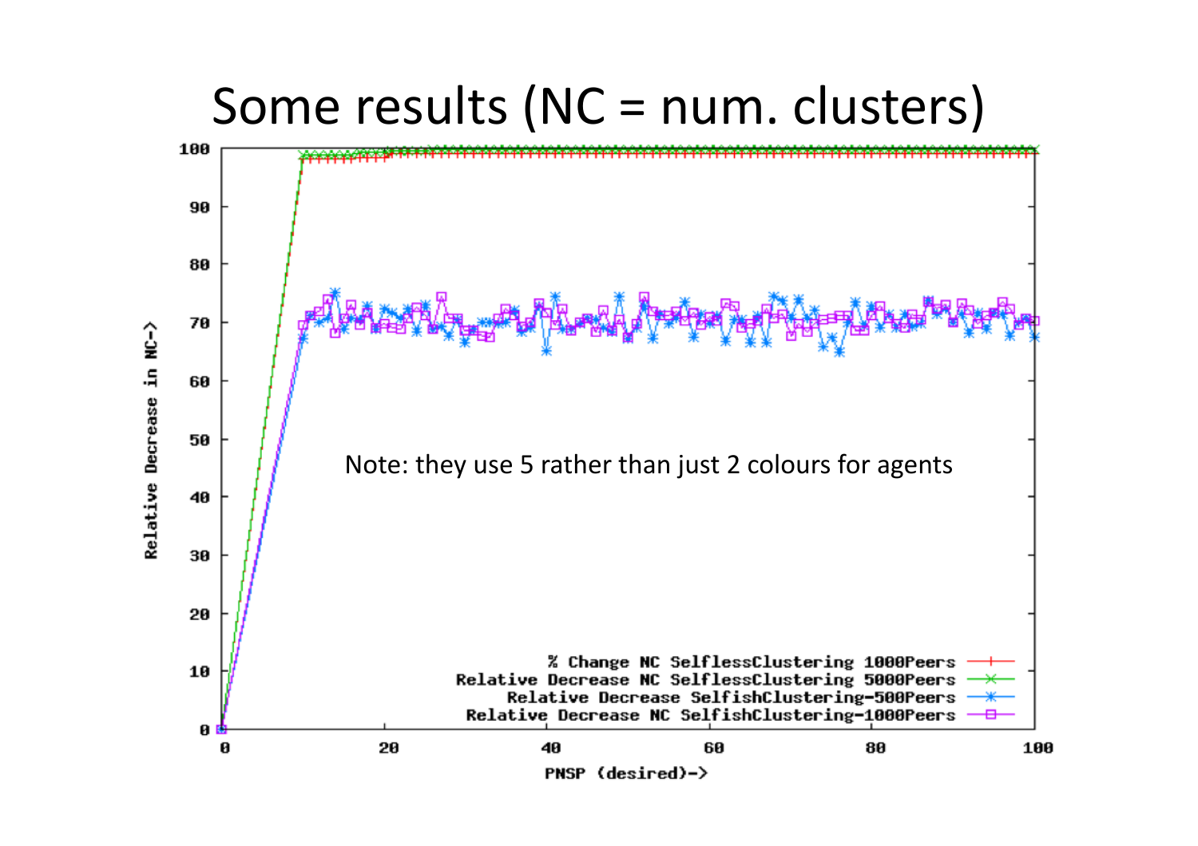# Some results (NC = num. clusters)

Relative Decrease in NC->

100
90
80
70
60
50
40
30
20
10
0

0
20
40
60
80
100

PNSP (desired)->

Note: they use 5 rather than just 2 colours for agents

% Change NC SelflessClustering 1000Peers
Relative Decrease NC SelflessClustering 5000Peers
Relative Decrease SelfishClustering-500Peers
Relative Decrease NC SelfishClustering-1000Peers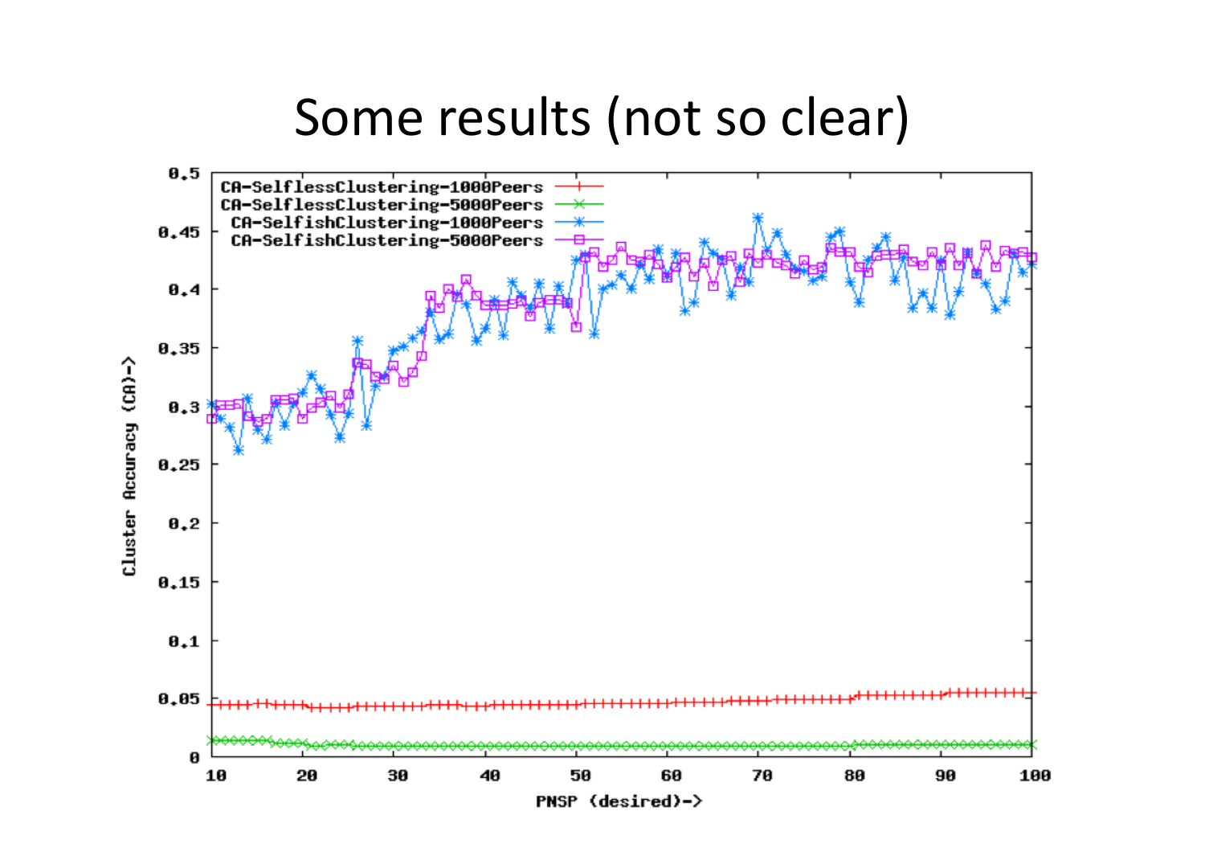# Some results (not so clear)

CA-SelflessClustering-1000Peers
CA-SelflessClustering-5000Peers
CA-SelfishClustering-1000Peers
CA-SelfishClustering-5000Peers

Cluster Accuracy (CA)->

0.5
0.45
0.4
0.35
0.3
0.25
0.2
0.15
0.1
0.05
0

10 20 30 40 50 60 70 80 90 100

PNSP (desired)->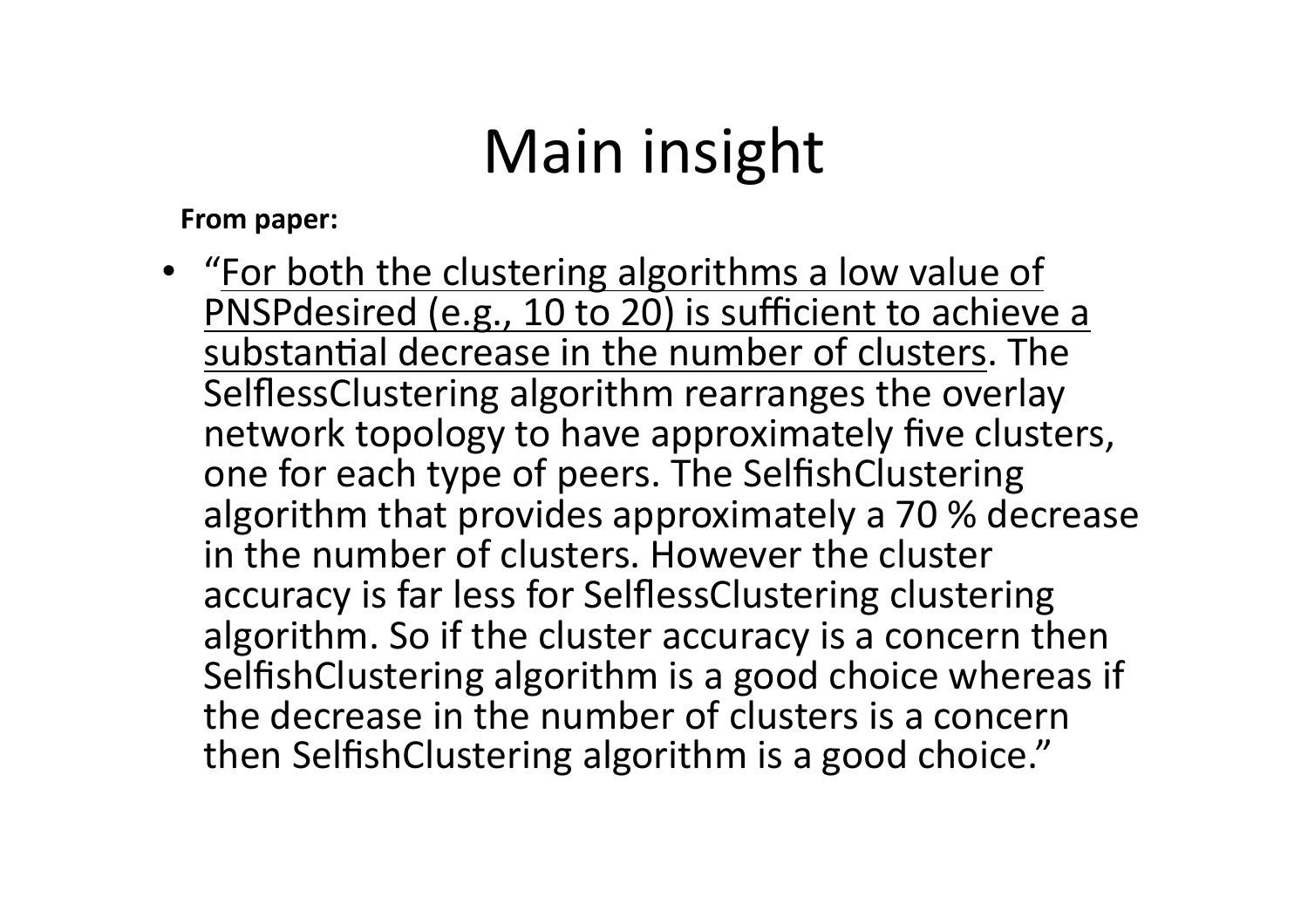# Main insight

**From paper:**

- "For both the clustering algorithms a low value of PNSPdesired (e.g., 10 to 20) is sufficient to achieve a substantial decrease in the number of clusters. The SelflessClustering algorithm rearranges the overlay network topology to have approximately five clusters, one for each type of peers. The SelfishClustering algorithm that provides approximately a 70 % decrease in the number of clusters. However the cluster accuracy is far less for SelflessClustering clustering algorithm. So if the cluster accuracy is a concern then SelfishClustering algorithm is a good choice whereas if the decrease in the number of clusters is a concern then SelfishClustering algorithm is a good choice."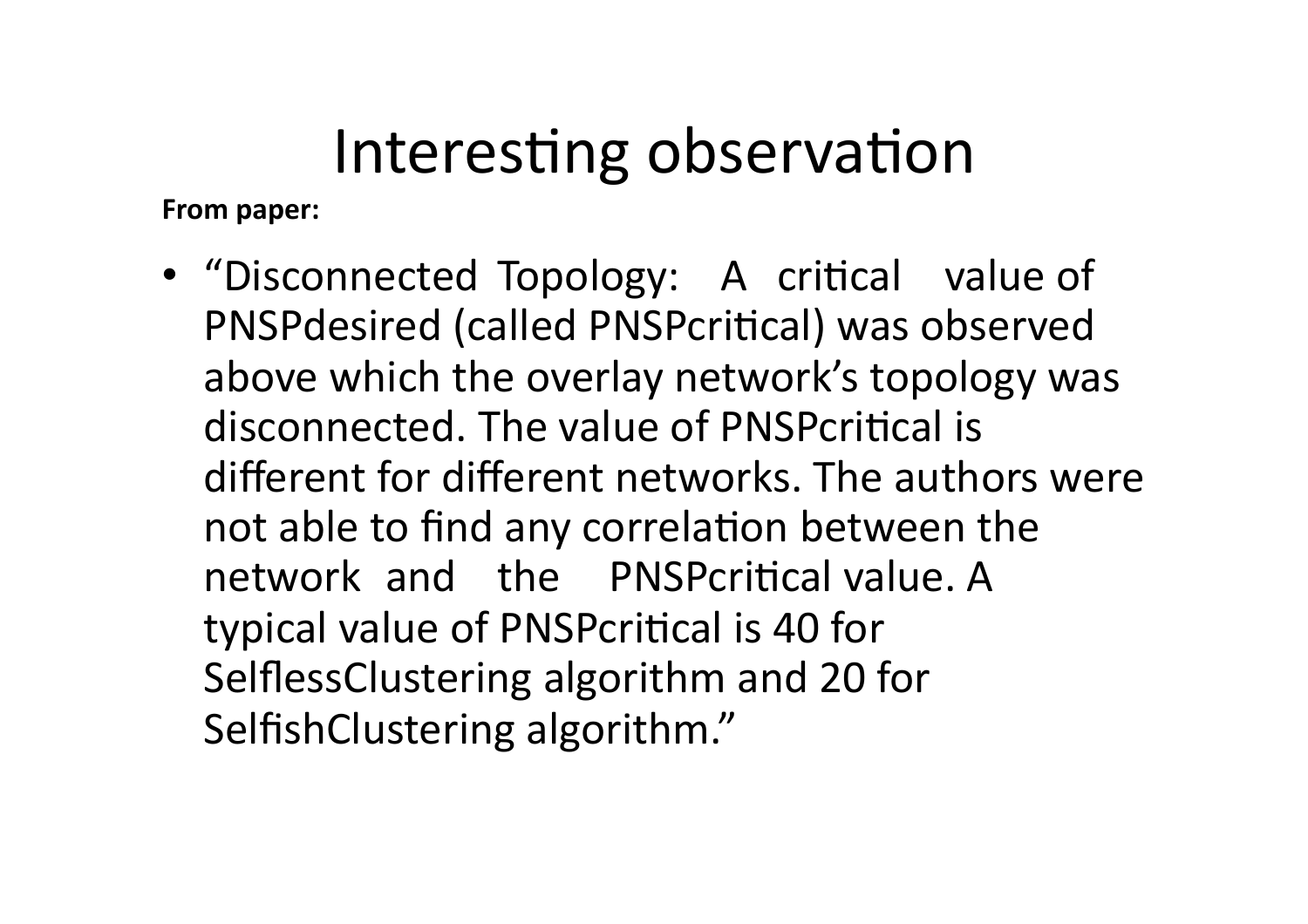# Interesting observation

**From paper:**

- "Disconnected Topology: A critical value of PNSPdesired (called PNSPcritical) was observed above which the overlay network's topology was disconnected. The value of PNSPcritical is different for different networks. The authors were not able to find any correlation between the network and the PNSPcritical value. A typical value of PNSPcritical is 40 for SelflessClustering algorithm and 20 for SelfishClustering algorithm."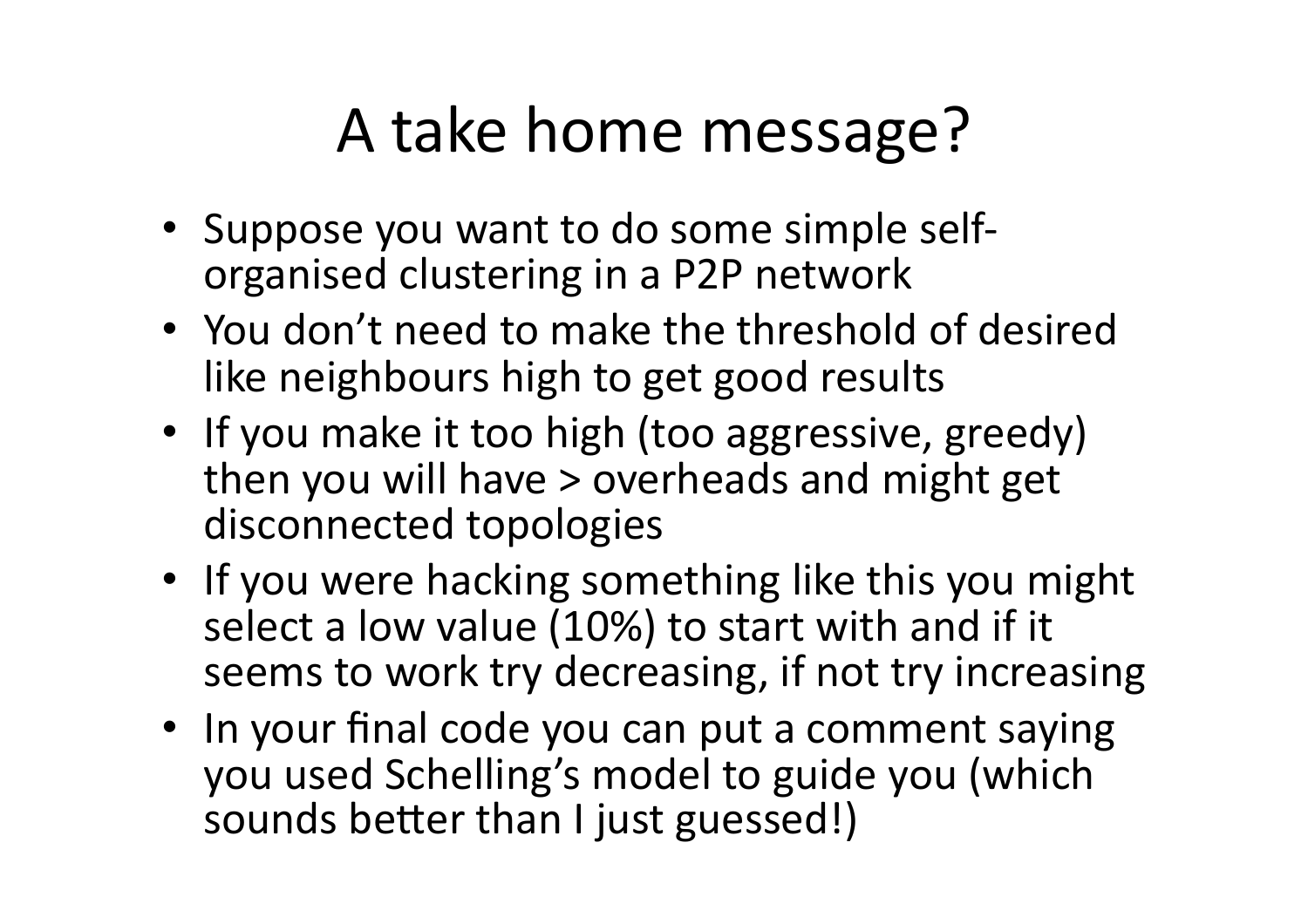# A take home message?

- Suppose you want to do some simple self-organised clustering in a P2P network
- You don't need to make the threshold of desired like neighbours high to get good results
- If you make it too high (too aggressive, greedy) then you will have > overheads and might get disconnected topologies
- If you were hacking something like this you might select a low value (10%) to start with and if it seems to work try decreasing, if not try increasing
- In your final code you can put a comment saying you used Schelling's model to guide you (which sounds better than I just guessed!)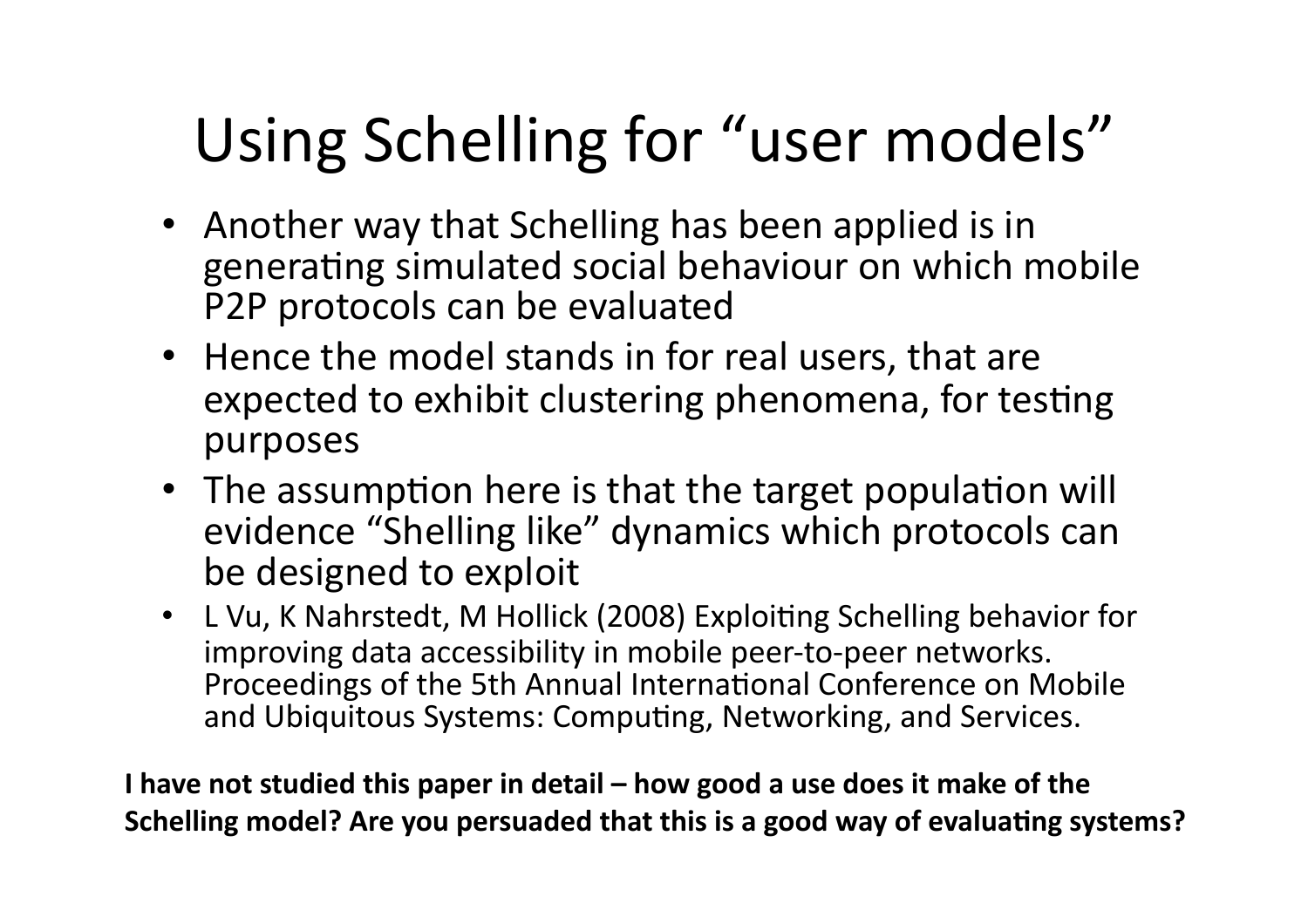# Using Schelling for "user models"

- Another way that Schelling has been applied is in generating simulated social behaviour on which mobile P2P protocols can be evaluated
- Hence the model stands in for real users, that are expected to exhibit clustering phenomena, for testing purposes
- The assumption here is that the target population will evidence "Shelling like" dynamics which protocols can be designed to exploit
- L Vu, K Nahrstedt, M Hollick (2008) Exploiting Schelling behavior for improving data accessibility in mobile peer-to-peer networks. Proceedings of the 5th Annual International Conference on Mobile and Ubiquitous Systems: Computing, Networking, and Services.

**I have not studied this paper in detail – how good a use does it make of the Schelling model? Are you persuaded that this is a good way of evaluating systems?**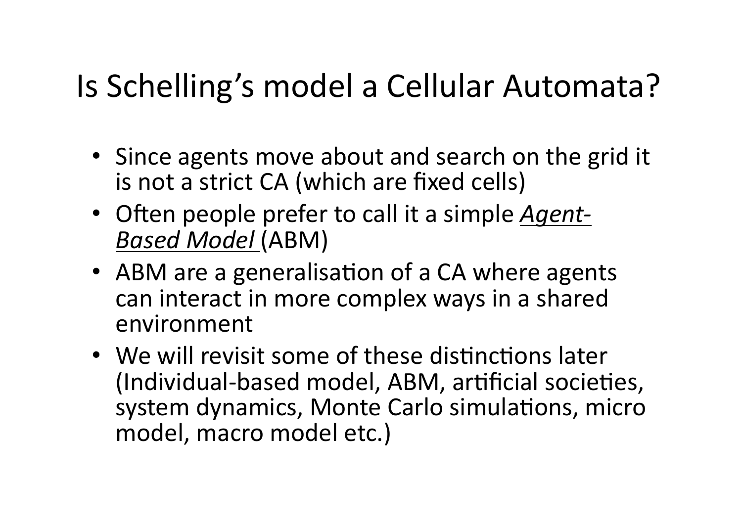# Is Schelling's model a Cellular Automata?

- Since agents move about and search on the grid it is not a strict CA (which are fixed cells)
- Often people prefer to call it a simple ***Agent-Based Model*** (ABM)
- ABM are a generalisation of a CA where agents can interact in more complex ways in a shared environment
- We will revisit some of these distinctions later (Individual-based model, ABM, artificial societies, system dynamics, Monte Carlo simulations, micro model, macro model etc.)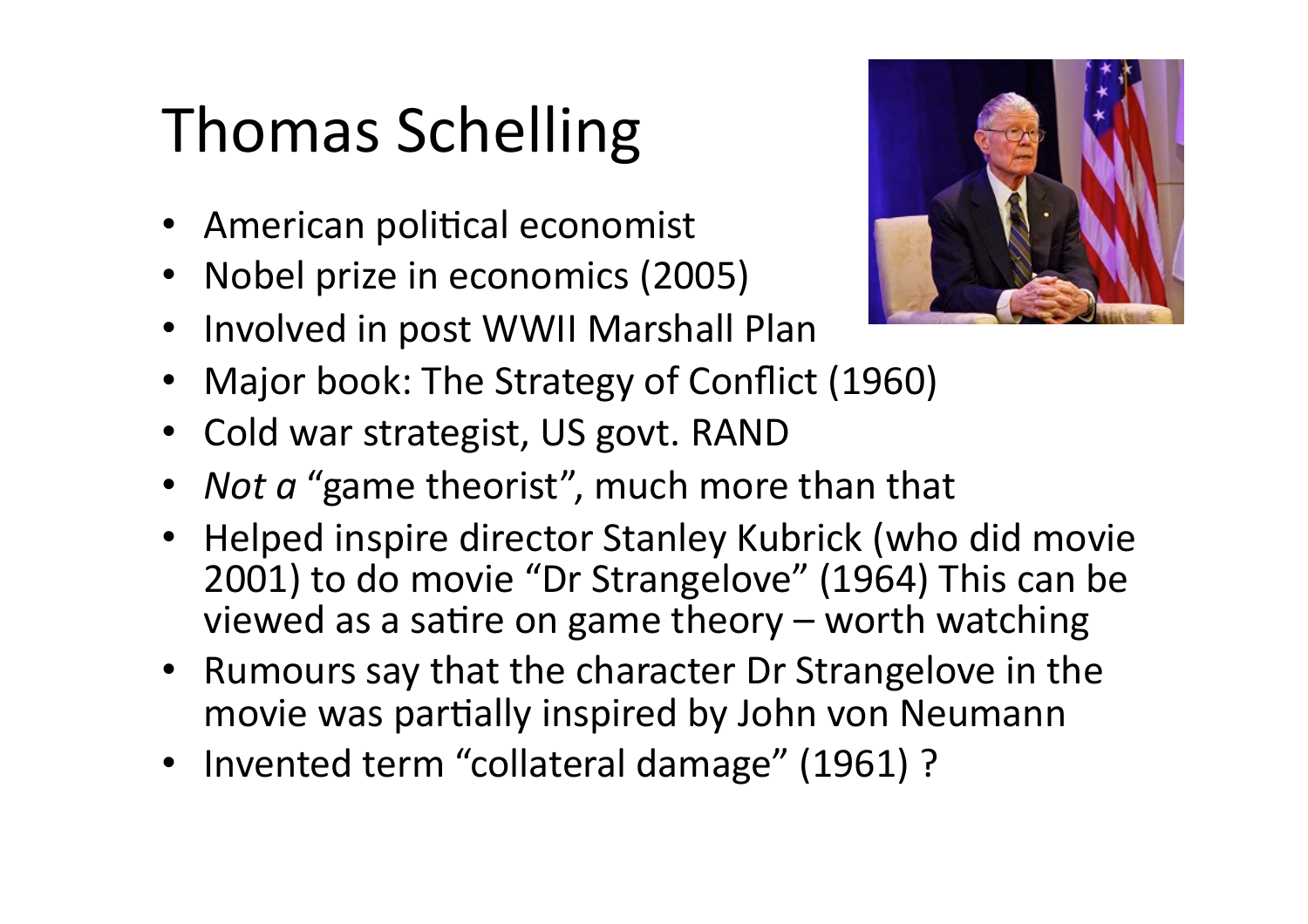# Thomas Schelling

- American political economist
- Nobel prize in economics (2005)
- Involved in post WWII Marshall Plan
- Major book: The Strategy of Conflict (1960)
- Cold war strategist, US govt. RAND
- *Not a* "game theorist", much more than that
- Helped inspire director Stanley Kubrick (who did movie 2001) to do movie "Dr Strangelove" (1964) This can be viewed as a satire on game theory – worth watching
- Rumours say that the character Dr Strangelove in the movie was partially inspired by John von Neumann
- Invented term "collateral damage" (1961) ?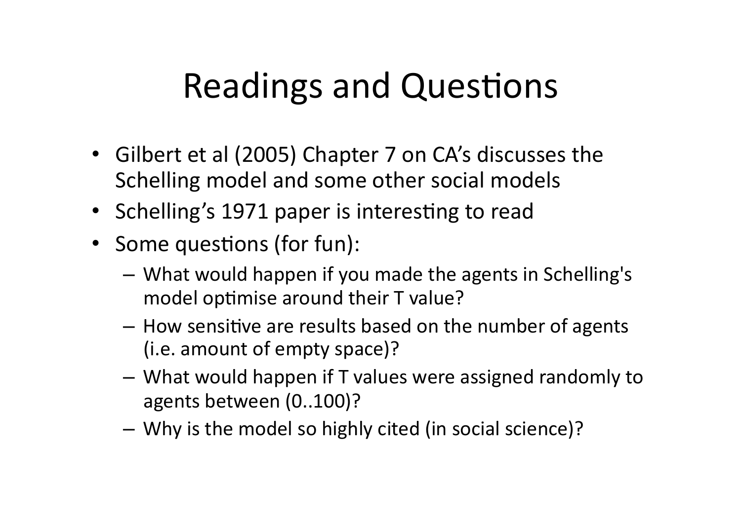# Readings and Questions

- Gilbert et al (2005) Chapter 7 on CA's discusses the Schelling model and some other social models
- Schelling's 1971 paper is interesting to read
- Some questions (for fun):
  - What would happen if you made the agents in Schelling's model optimise around their T value?
  - How sensitive are results based on the number of agents (i.e. amount of empty space)?
  - What would happen if T values were assigned randomly to agents between (0..100)?
  - Why is the model so highly cited (in social science)?